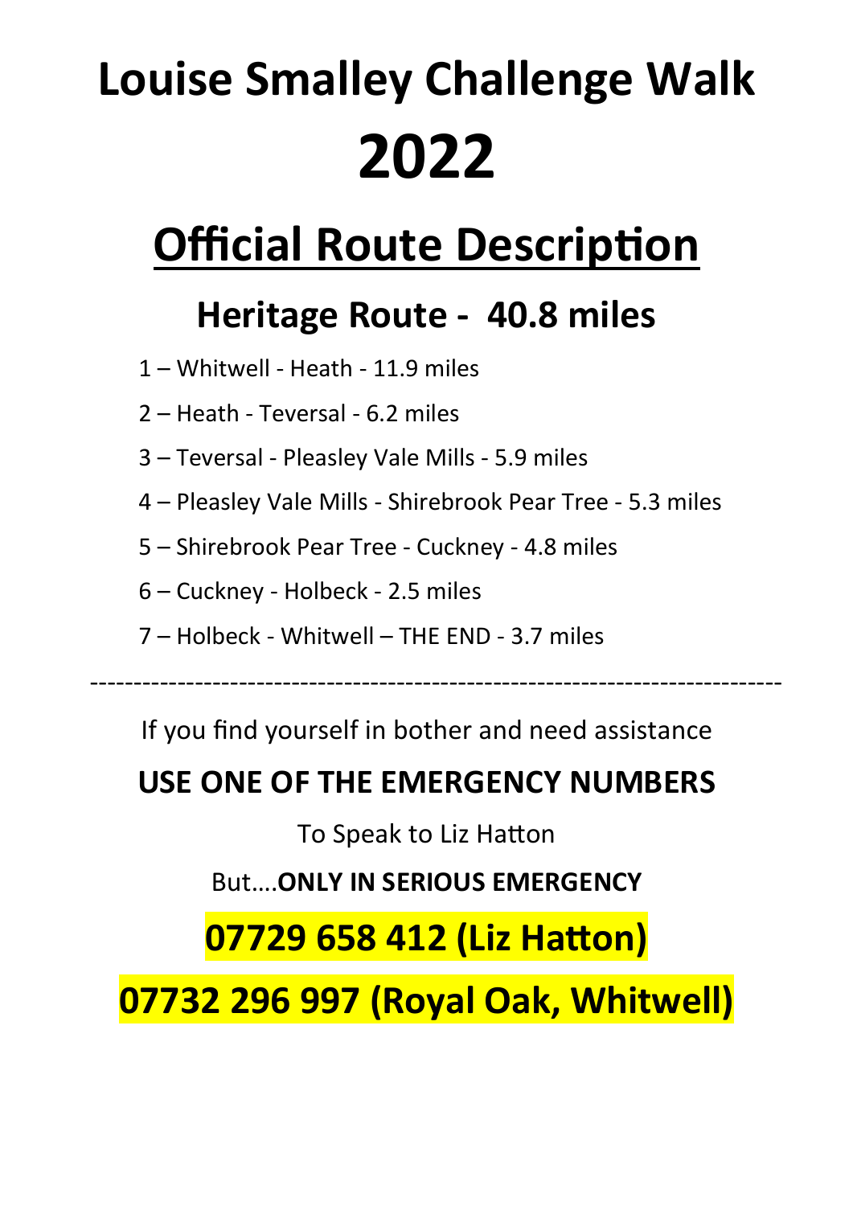# Louise Smalley Challenge Walk 2022

## Official Route Description

### Heritage Route - 40.8 miles

1 – Whitwell - Heath - 11.9 miles

2 – Heath - Teversal - 6.2 miles

3 – Teversal - Pleasley Vale Mills - 5.9 miles

4 – Pleasley Vale Mills - Shirebrook Pear Tree - 5.3 miles

5 – Shirebrook Pear Tree - Cuckney - 4.8 miles

6 – Cuckney - Holbeck - 2.5 miles

7 – Holbeck - Whitwell – THE END - 3.7 miles

---

If you find yourself in bother and need assistance

**USE ONE OF THE EMERGENCY NUMBERS**

To Speak to Liz Hatton

But….**ONLY IN SERIOUS EMERGENCY**

**07729 658 412 (Liz Hatton)**

**07732 296 997 (Royal Oak, Whitwell)**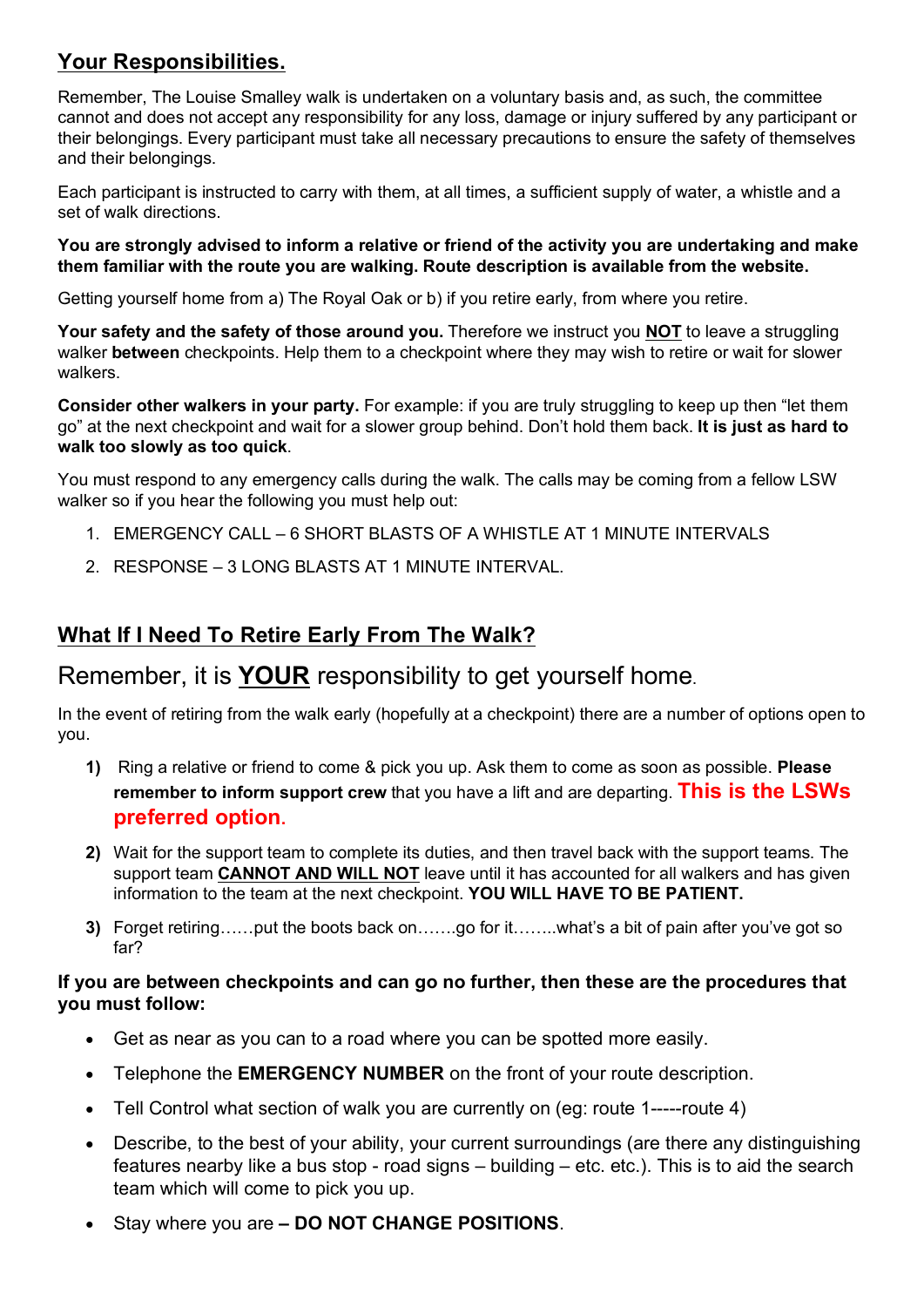## Your Responsibilities.

Remember, The Louise Smalley walk is undertaken on a voluntary basis and, as such, the committee cannot and does not accept any responsibility for any loss, damage or injury suffered by any participant or their belongings. Every participant must take all necessary precautions to ensure the safety of themselves and their belongings.

Each participant is instructed to carry with them, at all times, a sufficient supply of water, a whistle and a set of walk directions.

**You are strongly advised to inform a relative or friend of the activity you are undertaking and make them familiar with the route you are walking. Route description is available from the website.**

Getting yourself home from a) The Royal Oak or b) if you retire early, from where you retire.

**Your safety and the safety of those around you.** Therefore we instruct you **NOT** to leave a struggling walker **between** checkpoints. Help them to a checkpoint where they may wish to retire or wait for slower walkers.

**Consider other walkers in your party.** For example: if you are truly struggling to keep up then "let them go" at the next checkpoint and wait for a slower group behind. Don't hold them back. **It is just as hard to walk too slowly as too quick**.

You must respond to any emergency calls during the walk. The calls may be coming from a fellow LSW walker so if you hear the following you must help out:

1. EMERGENCY CALL – 6 SHORT BLASTS OF A WHISTLE AT 1 MINUTE INTERVALS
2. RESPONSE – 3 LONG BLASTS AT 1 MINUTE INTERVAL.

## What If I Need To Retire Early From The Walk?

### Remember, it is **YOUR** responsibility to get yourself home.

In the event of retiring from the walk early (hopefully at a checkpoint) there are a number of options open to you.

1) Ring a relative or friend to come & pick you up. Ask them to come as soon as possible. **Please remember to inform support crew** that you have a lift and are departing. **This is the LSWs preferred option.**
2) Wait for the support team to complete its duties, and then travel back with the support teams. The support team **CANNOT AND WILL NOT** leave until it has accounted for all walkers and has given information to the team at the next checkpoint. **YOU WILL HAVE TO BE PATIENT.**
3) Forget retiring……put the boots back on…….go for it……..what's a bit of pain after you've got so far?

**If you are between checkpoints and can go no further, then these are the procedures that you must follow:**

- Get as near as you can to a road where you can be spotted more easily.
- Telephone the **EMERGENCY NUMBER** on the front of your route description.
- Tell Control what section of walk you are currently on (eg: route 1-----route 4)
- Describe, to the best of your ability, your current surroundings (are there any distinguishing features nearby like a bus stop - road signs – building – etc. etc.). This is to aid the search team which will come to pick you up.
- Stay where you are **– DO NOT CHANGE POSITIONS**.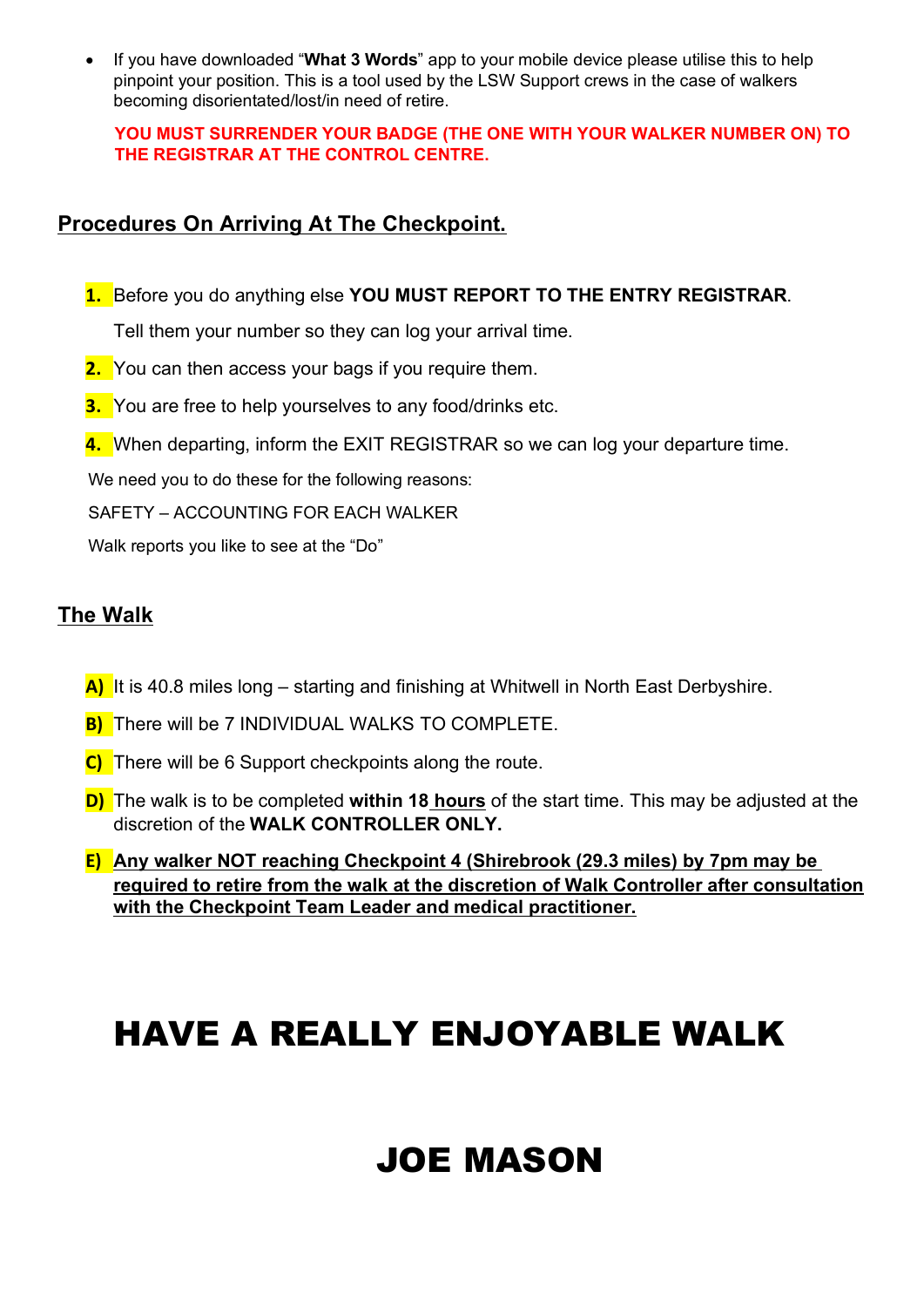- If you have downloaded "**What 3 Words**" app to your mobile device please utilise this to help pinpoint your position. This is a tool used by the LSW Support crews in the case of walkers becoming disorientated/lost/in need of retire.

  **YOU MUST SURRENDER YOUR BADGE (THE ONE WITH YOUR WALKER NUMBER ON) TO THE REGISTRAR AT THE CONTROL CENTRE.**

## Procedures On Arriving At The Checkpoint.

**1.** Before you do anything else **YOU MUST REPORT TO THE ENTRY REGISTRAR**.

Tell them your number so they can log your arrival time.

**2.** You can then access your bags if you require them.

**3.** You are free to help yourselves to any food/drinks etc.

**4.** When departing, inform the EXIT REGISTRAR so we can log your departure time.

We need you to do these for the following reasons:

SAFETY – ACCOUNTING FOR EACH WALKER

Walk reports you like to see at the "Do"

## The Walk

**A)** It is 40.8 miles long – starting and finishing at Whitwell in North East Derbyshire.

**B)** There will be 7 INDIVIDUAL WALKS TO COMPLETE.

**C)** There will be 6 Support checkpoints along the route.

**D)** The walk is to be completed **within 18 hours** of the start time. This may be adjusted at the discretion of the **WALK CONTROLLER ONLY.**

**E)** **Any walker NOT reaching Checkpoint 4 (Shirebrook (29.3 miles) by 7pm may be required to retire from the walk at the discretion of Walk Controller after consultation with the Checkpoint Team Leader and medical practitioner.**

# HAVE A REALLY ENJOYABLE WALK

# JOE MASON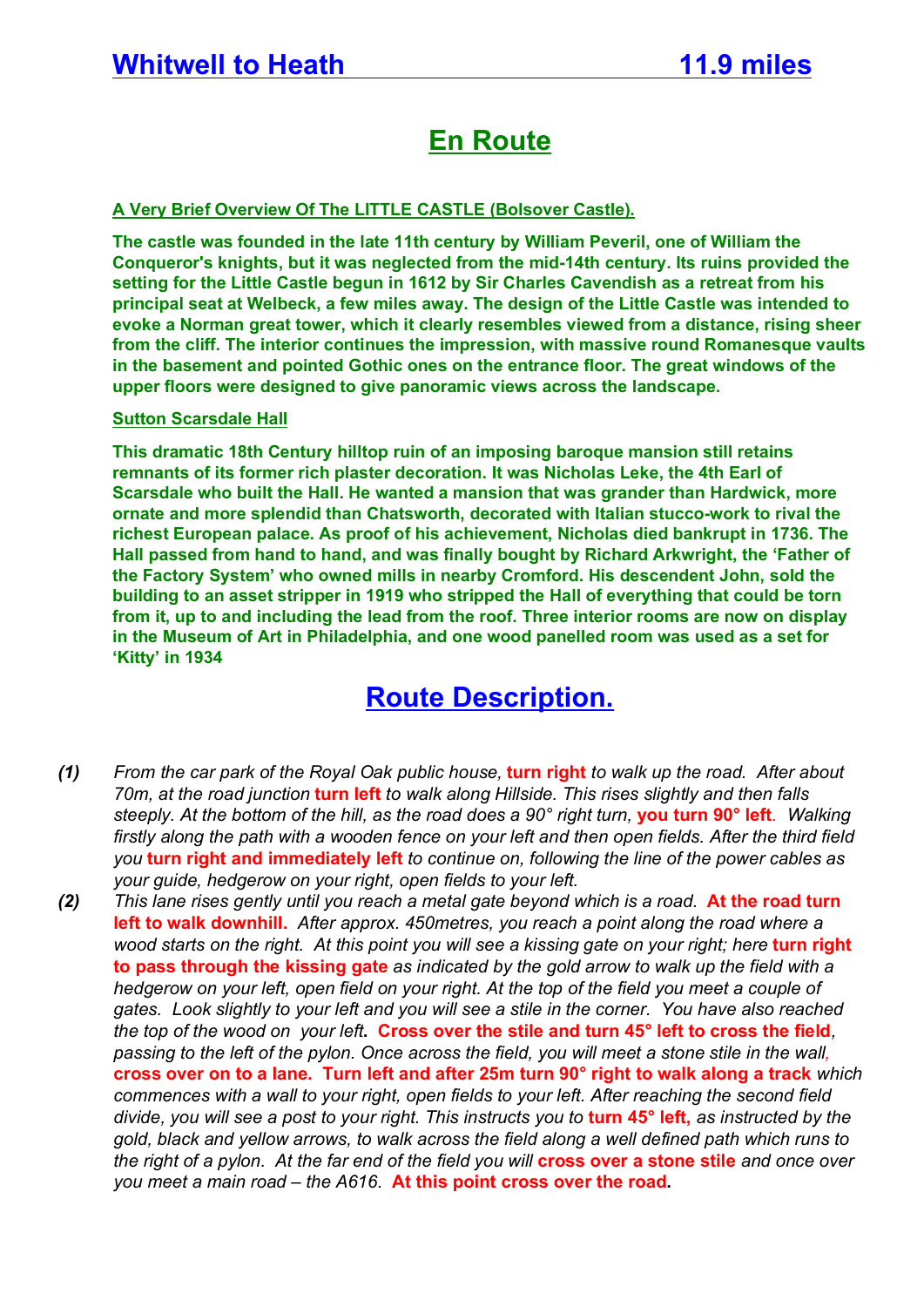# Whitwell to Heath 11.9 miles

## En Route

**A Very Brief Overview Of The LITTLE CASTLE (Bolsover Castle).**

**The castle was founded in the late 11th century by William Peveril, one of William the Conqueror's knights, but it was neglected from the mid-14th century. Its ruins provided the setting for the Little Castle begun in 1612 by Sir Charles Cavendish as a retreat from his principal seat at Welbeck, a few miles away. The design of the Little Castle was intended to evoke a Norman great tower, which it clearly resembles viewed from a distance, rising sheer from the cliff. The interior continues the impression, with massive round Romanesque vaults in the basement and pointed Gothic ones on the entrance floor. The great windows of the upper floors were designed to give panoramic views across the landscape.**

**Sutton Scarsdale Hall**

**This dramatic 18th Century hilltop ruin of an imposing baroque mansion still retains remnants of its former rich plaster decoration. It was Nicholas Leke, the 4th Earl of Scarsdale who built the Hall. He wanted a mansion that was grander than Hardwick, more ornate and more splendid than Chatsworth, decorated with Italian stucco-work to rival the richest European palace. As proof of his achievement, Nicholas died bankrupt in 1736. The Hall passed from hand to hand, and was finally bought by Richard Arkwright, the 'Father of the Factory System' who owned mills in nearby Cromford. His descendent John, sold the building to an asset stripper in 1919 who stripped the Hall of everything that could be torn from it, up to and including the lead from the roof. Three interior rooms are now on display in the Museum of Art in Philadelphia, and one wood panelled room was used as a set for 'Kitty' in 1934**

## Route Description.

***(1)*** *From the car park of the Royal Oak public house,* **turn right** *to walk up the road. After about 70m, at the road junction* **turn left** *to walk along Hillside. This rises slightly and then falls steeply. At the bottom of the hill, as the road does a 90° right turn,* **you turn 90° left***. Walking firstly along the path with a wooden fence on your left and then open fields. After the third field you* **turn right and immediately left** *to continue on, following the line of the power cables as your guide, hedgerow on your right, open fields to your left.*

***(2)*** *This lane rises gently until you reach a metal gate beyond which is a road.* **At the road turn left to walk downhill.** *After approx. 450metres, you reach a point along the road where a wood starts on the right. At this point you will see a kissing gate on your right; here* **turn right to pass through the kissing gate** *as indicated by the gold arrow to walk up the field with a hedgerow on your left, open field on your right. At the top of the field you meet a couple of gates. Look slightly to your left and you will see a stile in the corner. You have also reached the top of the wood on your left.* **Cross over the stile and turn 45° left to cross the field***, passing to the left of the pylon. Once across the field, you will meet a stone stile in the wall,* **cross over on to a lane. Turn left and after 25m turn 90° right to walk along a track** *which commences with a wall to your right, open fields to your left. After reaching the second field divide, you will see a post to your right. This instructs you to* **turn 45° left,** *as instructed by the gold, black and yellow arrows, to walk across the field along a well defined path which runs to the right of a pylon. At the far end of the field you will* **cross over a stone stile** *and once over you meet a main road – the A616.* **At this point cross over the road.**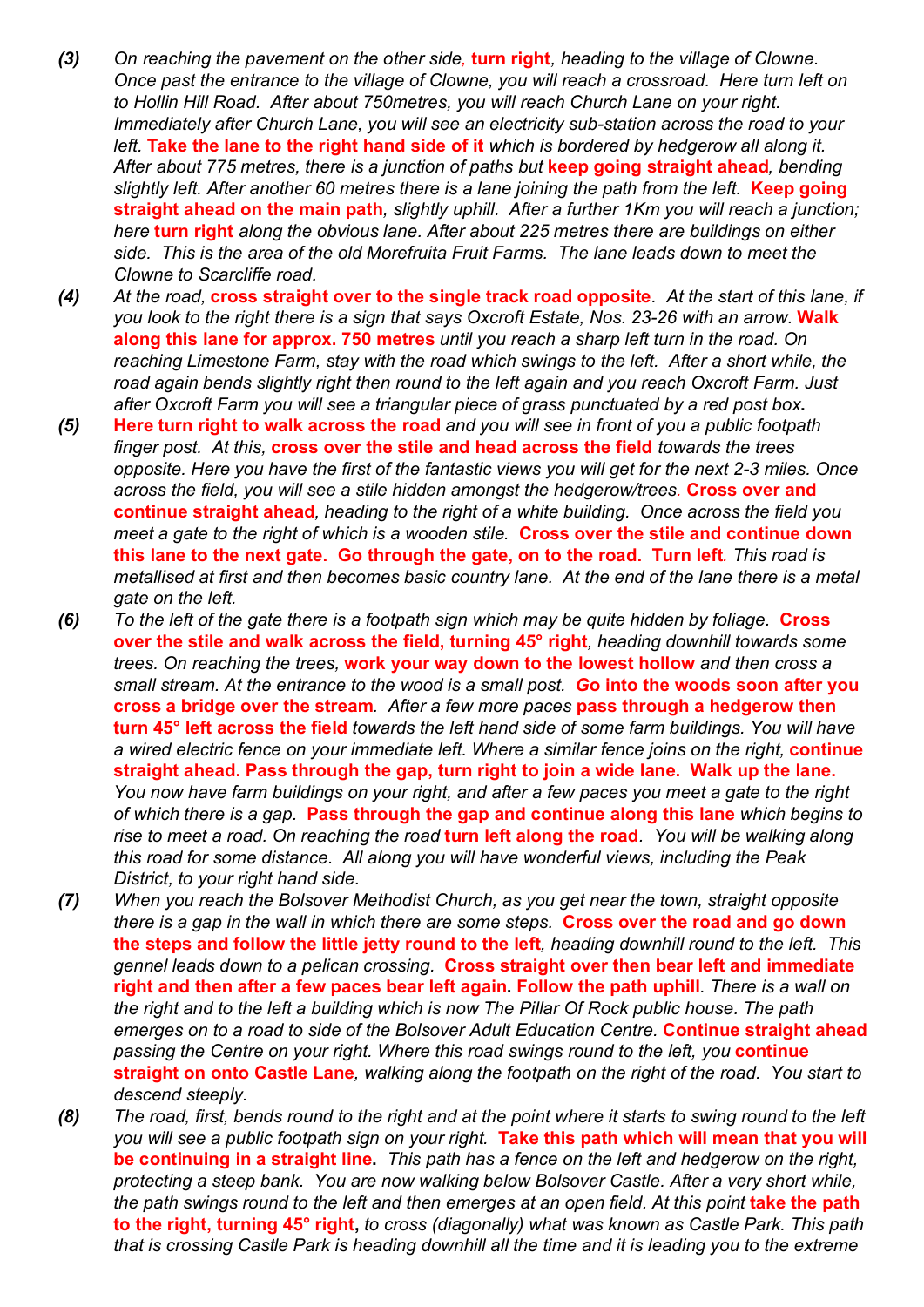**(3)** *On reaching the pavement on the other side,* **turn right***, heading to the village of Clowne. Once past the entrance to the village of Clowne, you will reach a crossroad. Here turn left on to Hollin Hill Road. After about 750metres, you will reach Church Lane on your right. Immediately after Church Lane, you will see an electricity sub-station across the road to your left.* **Take the lane to the right hand side of it** *which is bordered by hedgerow all along it. After about 775 metres, there is a junction of paths but* **keep going straight ahead***, bending slightly left. After another 60 metres there is a lane joining the path from the left.* **Keep going straight ahead on the main path***, slightly uphill. After a further 1Km you will reach a junction; here* **turn right** *along the obvious lane. After about 225 metres there are buildings on either side. This is the area of the old Morefruita Fruit Farms. The lane leads down to meet the Clowne to Scarcliffe road.*

**(4)** *At the road,* **cross straight over to the single track road opposite***. At the start of this lane, if you look to the right there is a sign that says Oxcroft Estate, Nos. 23-26 with an arrow.* **Walk along this lane for approx. 750 metres** *until you reach a sharp left turn in the road. On reaching Limestone Farm, stay with the road which swings to the left. After a short while, the road again bends slightly right then round to the left again and you reach Oxcroft Farm. Just after Oxcroft Farm you will see a triangular piece of grass punctuated by a red post box.*

**(5)** **Here turn right to walk across the road** *and you will see in front of you a public footpath finger post. At this,* **cross over the stile and head across the field** *towards the trees opposite. Here you have the first of the fantastic views you will get for the next 2-3 miles. Once across the field, you will see a stile hidden amongst the hedgerow/trees.* **Cross over and continue straight ahead***, heading to the right of a white building. Once across the field you meet a gate to the right of which is a wooden stile.* **Cross over the stile and continue down this lane to the next gate. Go through the gate, on to the road. Turn left***. This road is metallised at first and then becomes basic country lane. At the end of the lane there is a metal gate on the left.*

**(6)** *To the left of the gate there is a footpath sign which may be quite hidden by foliage.* **Cross over the stile and walk across the field, turning 45° right***, heading downhill towards some trees. On reaching the trees,* **work your way down to the lowest hollow** *and then cross a small stream. At the entrance to the wood is a small post.* **Go into the woods soon after you cross a bridge over the stream***. After a few more paces* **pass through a hedgerow then turn 45° left across the field** *towards the left hand side of some farm buildings. You will have a wired electric fence on your immediate left. Where a similar fence joins on the right,* **continue straight ahead. Pass through the gap, turn right to join a wide lane. Walk up the lane.** *You now have farm buildings on your right, and after a few paces you meet a gate to the right of which there is a gap.* **Pass through the gap and continue along this lane** *which begins to rise to meet a road. On reaching the road* **turn left along the road***. You will be walking along this road for some distance. All along you will have wonderful views, including the Peak District, to your right hand side.*

**(7)** *When you reach the Bolsover Methodist Church, as you get near the town, straight opposite there is a gap in the wall in which there are some steps.* **Cross over the road and go down the steps and follow the little jetty round to the left***, heading downhill round to the left. This gennel leads down to a pelican crossing.* **Cross straight over then bear left and immediate right and then after a few paces bear left again. Follow the path uphill***. There is a wall on the right and to the left a building which is now The Pillar Of Rock public house. The path emerges on to a road to side of the Bolsover Adult Education Centre.* **Continue straight ahead** *passing the Centre on your right. Where this road swings round to the left, you* **continue straight on onto Castle Lane***, walking along the footpath on the right of the road. You start to descend steeply.*

**(8)** *The road, first, bends round to the right and at the point where it starts to swing round to the left you will see a public footpath sign on your right.* **Take this path which will mean that you will be continuing in a straight line.** *This path has a fence on the left and hedgerow on the right, protecting a steep bank. You are now walking below Bolsover Castle. After a very short while, the path swings round to the left and then emerges at an open field. At this point* **take the path to the right, turning 45° right,** *to cross (diagonally) what was known as Castle Park. This path that is crossing Castle Park is heading downhill all the time and it is leading you to the extreme*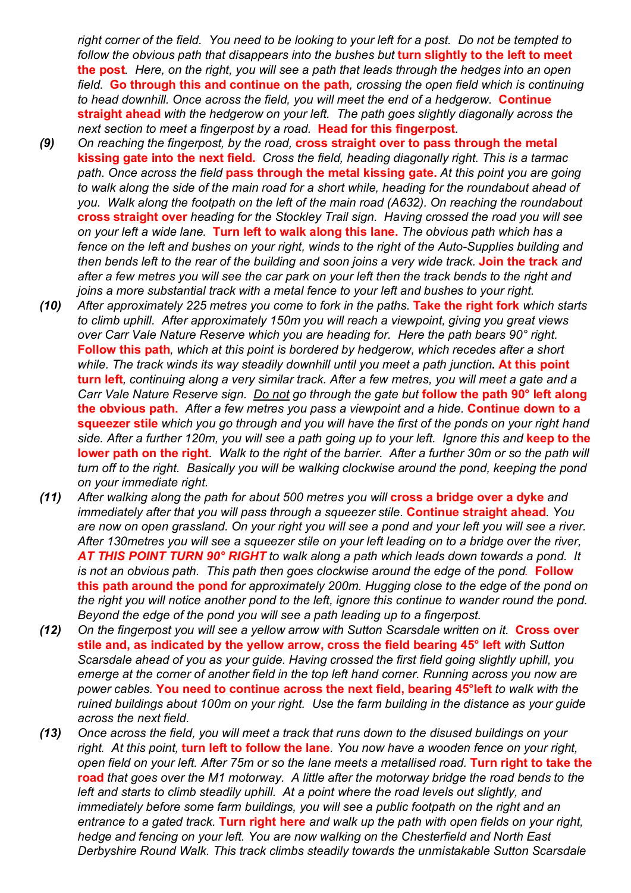*right corner of the field. You need to be looking to your left for a post. Do not be tempted to follow the obvious path that disappears into the bushes but* **turn slightly to the left to meet the post***. Here, on the right, you will see a path that leads through the hedges into an open field.* **Go through this and continue on the path***, crossing the open field which is continuing to head downhill. Once across the field, you will meet the end of a hedgerow.* **Continue straight ahead** *with the hedgerow on your left. The path goes slightly diagonally across the next section to meet a fingerpost by a road.* **Head for this fingerpost***.*

***(9)*** *On reaching the fingerpost, by the road,* **cross straight over to pass through the metal kissing gate into the next field.** *Cross the field, heading diagonally right. This is a tarmac path. Once across the field* **pass through the metal kissing gate.** *At this point you are going to walk along the side of the main road for a short while, heading for the roundabout ahead of you. Walk along the footpath on the left of the main road (A632). On reaching the roundabout* **cross straight over** *heading for the Stockley Trail sign. Having crossed the road you will see on your left a wide lane.* **Turn left to walk along this lane.** *The obvious path which has a fence on the left and bushes on your right, winds to the right of the Auto-Supplies building and then bends left to the rear of the building and soon joins a very wide track.* **Join the track** *and after a few metres you will see the car park on your left then the track bends to the right and joins a more substantial track with a metal fence to your left and bushes to your right.*

***(10)*** *After approximately 225 metres you come to fork in the paths.* **Take the right fork** *which starts to climb uphill. After approximately 150m you will reach a viewpoint, giving you great views over Carr Vale Nature Reserve which you are heading for. Here the path bears 90° right.* **Follow this path***, which at this point is bordered by hedgerow, which recedes after a short while. The track winds its way steadily downhill until you meet a path junction***. At this point turn left***, continuing along a very similar track. After a few metres, you will meet a gate and a Carr Vale Nature Reserve sign. Do not go through the gate but* **follow the path 90° left along the obvious path.** *After a few metres you pass a viewpoint and a hide.* **Continue down to a squeezer stile** *which you go through and you will have the first of the ponds on your right hand side. After a further 120m, you will see a path going up to your left. Ignore this and* **keep to the lower path on the right***. Walk to the right of the barrier. After a further 30m or so the path will turn off to the right. Basically you will be walking clockwise around the pond, keeping the pond on your immediate right.*

***(11)*** *After walking along the path for about 500 metres you will* **cross a bridge over a dyke** *and immediately after that you will pass through a squeezer stile.* **Continue straight ahead***. You are now on open grassland. On your right you will see a pond and your left you will see a river. After 130metres you will see a squeezer stile on your left leading on to a bridge over the river,* ***AT THIS POINT TURN 90° RIGHT*** *to walk along a path which leads down towards a pond. It is not an obvious path. This path then goes clockwise around the edge of the pond.* **Follow this path around the pond** *for approximately 200m. Hugging close to the edge of the pond on the right you will notice another pond to the left, ignore this continue to wander round the pond. Beyond the edge of the pond you will see a path leading up to a fingerpost.*

***(12)*** *On the fingerpost you will see a yellow arrow with Sutton Scarsdale written on it.* **Cross over stile and, as indicated by the yellow arrow, cross the field bearing 45° left** *with Sutton Scarsdale ahead of you as your guide. Having crossed the first field going slightly uphill, you emerge at the corner of another field in the top left hand corner. Running across you now are power cables.* **You need to continue across the next field, bearing 45°left** *to walk with the ruined buildings about 100m on your right. Use the farm building in the distance as your guide across the next field.*

***(13)*** *Once across the field, you will meet a track that runs down to the disused buildings on your right. At this point,* **turn left to follow the lane***. You now have a wooden fence on your right, open field on your left. After 75m or so the lane meets a metallised road.* **Turn right to take the road** *that goes over the M1 motorway. A little after the motorway bridge the road bends to the left and starts to climb steadily uphill. At a point where the road levels out slightly, and immediately before some farm buildings, you will see a public footpath on the right and an entrance to a gated track.* **Turn right here** *and walk up the path with open fields on your right, hedge and fencing on your left. You are now walking on the Chesterfield and North East Derbyshire Round Walk. This track climbs steadily towards the unmistakable Sutton Scarsdale*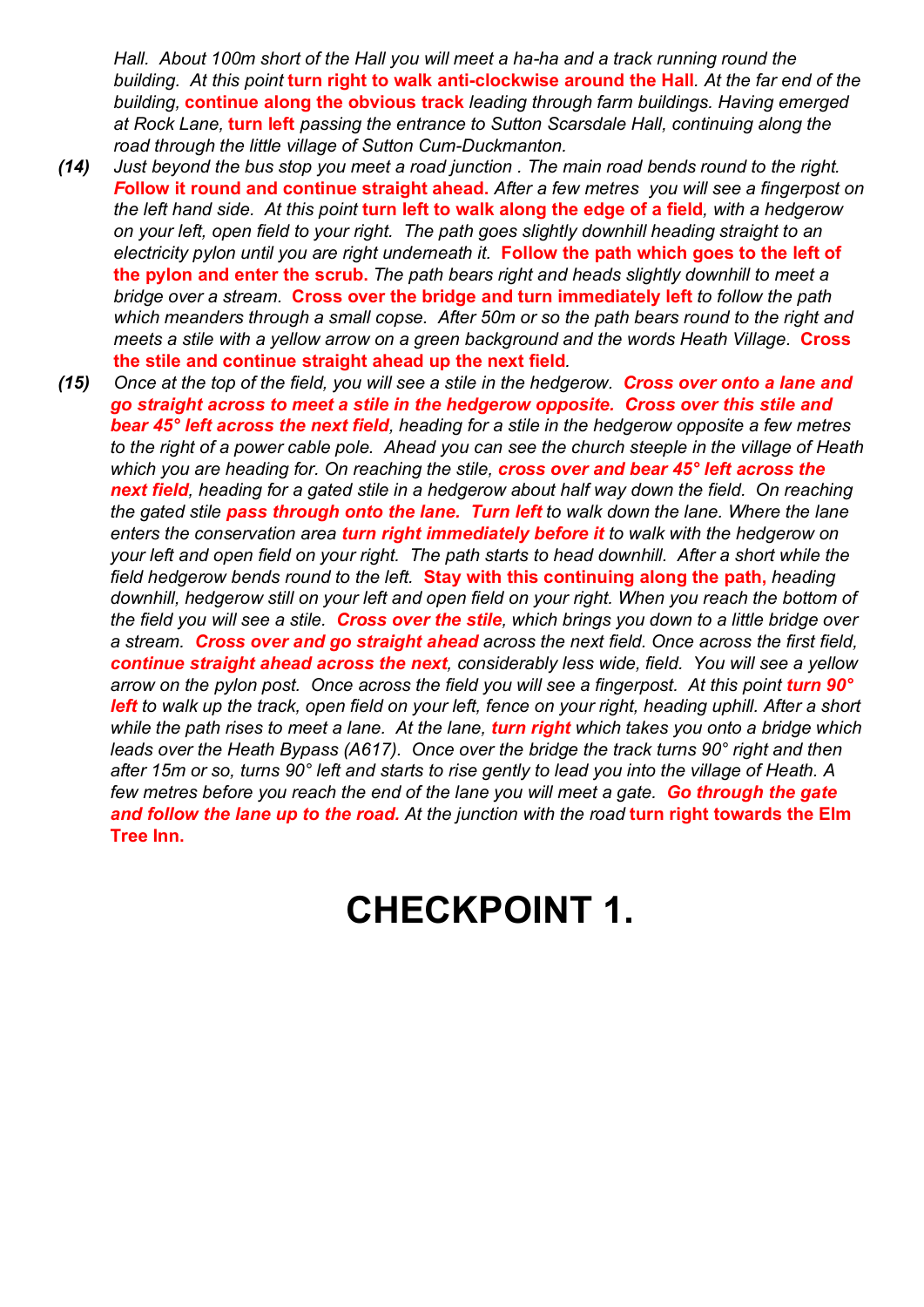*Hall. About 100m short of the Hall you will meet a ha-ha and a track running round the building. At this point* **turn right to walk anti-clockwise around the Hall***. At the far end of the building,* **continue along the obvious track** *leading through farm buildings. Having emerged at Rock Lane,* **turn left** *passing the entrance to Sutton Scarsdale Hall, continuing along the road through the little village of Sutton Cum-Duckmanton.*

***(14)*** *Just beyond the bus stop you meet a road junction . The main road bends round to the right.* ***Follow it round and continue straight ahead.*** *After a few metres you will see a fingerpost on the left hand side. At this point* **turn left to walk along the edge of a field***, with a hedgerow on your left, open field to your right. The path goes slightly downhill heading straight to an electricity pylon until you are right underneath it.* **Follow the path which goes to the left of the pylon and enter the scrub.** *The path bears right and heads slightly downhill to meet a bridge over a stream.* **Cross over the bridge and turn immediately left** *to follow the path which meanders through a small copse. After 50m or so the path bears round to the right and meets a stile with a yellow arrow on a green background and the words Heath Village.* **Cross the stile and continue straight ahead up the next field***.*

***(15)*** *Once at the top of the field, you will see a stile in the hedgerow.* ***Cross over onto a lane and go straight across to meet a stile in the hedgerow opposite. Cross over this stile and bear 45° left across the next field****, heading for a stile in the hedgerow opposite a few metres to the right of a power cable pole. Ahead you can see the church steeple in the village of Heath which you are heading for. On reaching the stile,* ***cross over and bear 45° left across the next field****, heading for a gated stile in a hedgerow about half way down the field. On reaching the gated stile* ***pass through onto the lane. Turn left*** *to walk down the lane. Where the lane enters the conservation area* ***turn right immediately before it*** *to walk with the hedgerow on your left and open field on your right. The path starts to head downhill. After a short while the field hedgerow bends round to the left.* **Stay with this continuing along the path,** *heading downhill, hedgerow still on your left and open field on your right. When you reach the bottom of the field you will see a stile.* ***Cross over the stile****, which brings you down to a little bridge over a stream.* ***Cross over and go straight ahead*** *across the next field. Once across the first field,* ***continue straight ahead across the next****, considerably less wide, field. You will see a yellow arrow on the pylon post. Once across the field you will see a fingerpost. At this point* ***turn 90° left*** *to walk up the track, open field on your left, fence on your right, heading uphill. After a short while the path rises to meet a lane. At the lane,* ***turn right*** *which takes you onto a bridge which leads over the Heath Bypass (A617). Once over the bridge the track turns 90° right and then after 15m or so, turns 90° left and starts to rise gently to lead you into the village of Heath. A few metres before you reach the end of the lane you will meet a gate.* ***Go through the gate and follow the lane up to the road.*** *At the junction with the road* **turn right towards the Elm Tree Inn.**

# CHECKPOINT 1.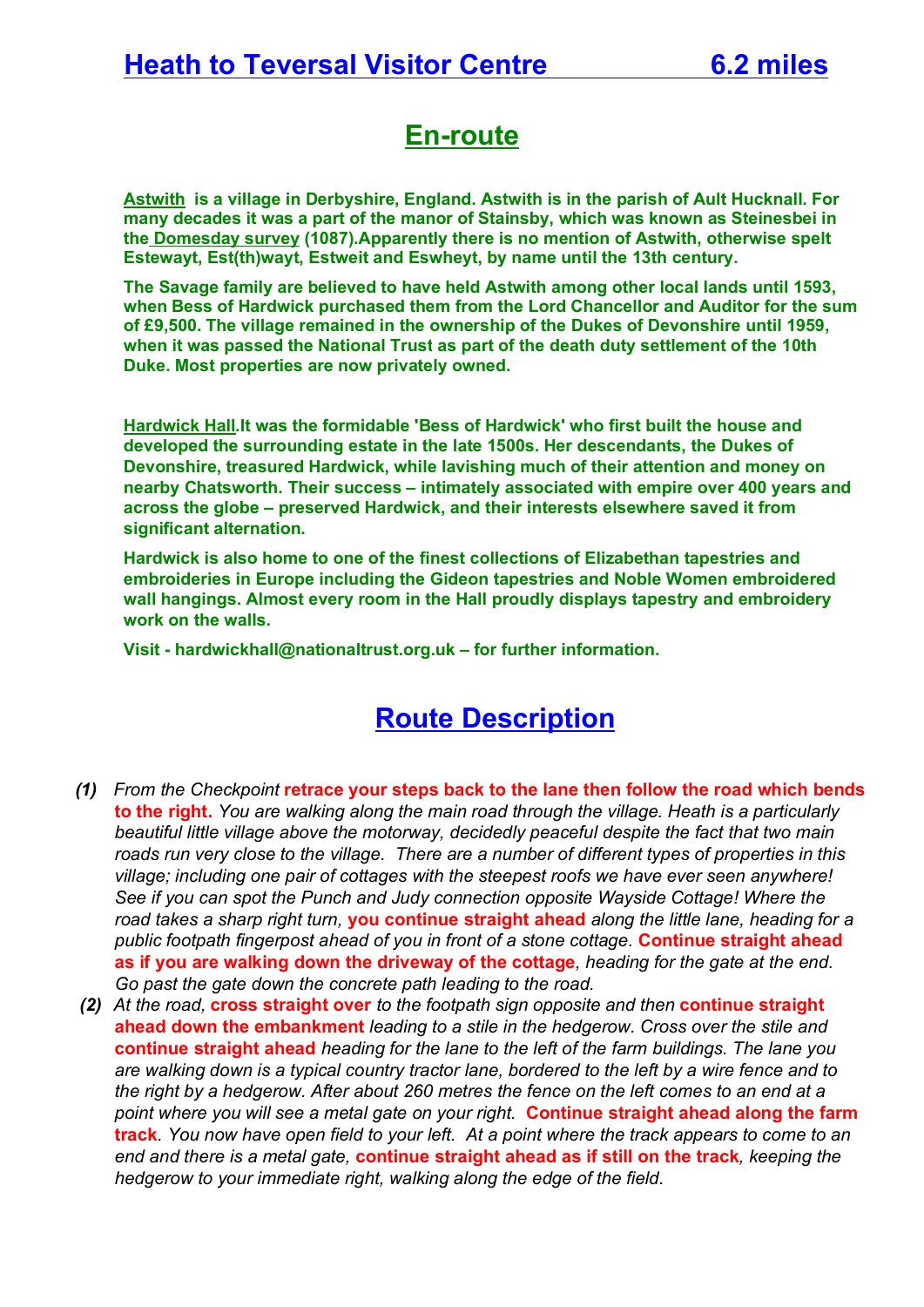# Heath to Teversal Visitor Centre 6.2 miles

## En-route

**Astwith is a village in Derbyshire, England. Astwith is in the parish of Ault Hucknall. For many decades it was a part of the manor of Stainsby, which was known as Steinesbei in the Domesday survey (1087).Apparently there is no mention of Astwith, otherwise spelt Estewayt, Est(th)wayt, Estweit and Eswheyt, by name until the 13th century.**

**The Savage family are believed to have held Astwith among other local lands until 1593, when Bess of Hardwick purchased them from the Lord Chancellor and Auditor for the sum of £9,500. The village remained in the ownership of the Dukes of Devonshire until 1959, when it was passed the National Trust as part of the death duty settlement of the 10th Duke. Most properties are now privately owned.**

**Hardwick Hall.It was the formidable 'Bess of Hardwick' who first built the house and developed the surrounding estate in the late 1500s. Her descendants, the Dukes of Devonshire, treasured Hardwick, while lavishing much of their attention and money on nearby Chatsworth. Their success – intimately associated with empire over 400 years and across the globe – preserved Hardwick, and their interests elsewhere saved it from significant alternation.**

**Hardwick is also home to one of the finest collections of Elizabethan tapestries and embroideries in Europe including the Gideon tapestries and Noble Women embroidered wall hangings. Almost every room in the Hall proudly displays tapestry and embroidery work on the walls.**

**Visit - hardwickhall@nationaltrust.org.uk – for further information.**

## Route Description

**(1)** *From the Checkpoint* **retrace your steps back to the lane then follow the road which bends to the right.** *You are walking along the main road through the village. Heath is a particularly beautiful little village above the motorway, decidedly peaceful despite the fact that two main roads run very close to the village. There are a number of different types of properties in this village; including one pair of cottages with the steepest roofs we have ever seen anywhere! See if you can spot the Punch and Judy connection opposite Wayside Cottage! Where the road takes a sharp right turn,* **you continue straight ahead** *along the little lane, heading for a public footpath fingerpost ahead of you in front of a stone cottage.* **Continue straight ahead as if you are walking down the driveway of the cottage**, *heading for the gate at the end. Go past the gate down the concrete path leading to the road.*

**(2)** *At the road,* **cross straight over** *to the footpath sign opposite and then* **continue straight ahead down the embankment** *leading to a stile in the hedgerow. Cross over the stile and* **continue straight ahead** *heading for the lane to the left of the farm buildings. The lane you are walking down is a typical country tractor lane, bordered to the left by a wire fence and to the right by a hedgerow. After about 260 metres the fence on the left comes to an end at a point where you will see a metal gate on your right.* **Continue straight ahead along the farm track**. *You now have open field to your left. At a point where the track appears to come to an end and there is a metal gate,* **continue straight ahead as if still on the track**, *keeping the hedgerow to your immediate right, walking along the edge of the field.*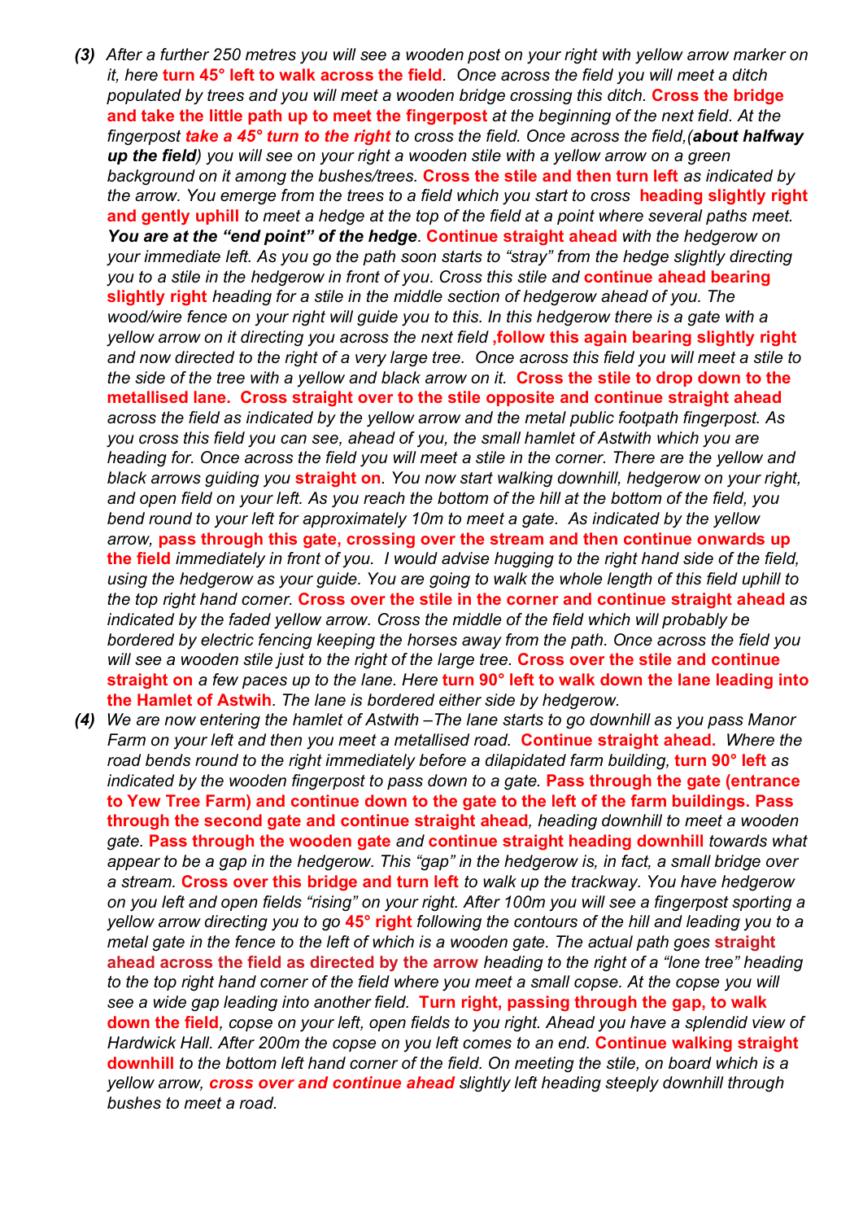***(3)*** *After a further 250 metres you will see a wooden post on your right with yellow arrow marker on it, here* **turn 45° left to walk across the field**. *Once across the field you will meet a ditch populated by trees and you will meet a wooden bridge crossing this ditch.* **Cross the bridge and take the little path up to meet the fingerpost** *at the beginning of the next field. At the fingerpost* ***take a 45° turn to the right*** *to cross the field. Once across the field,(**about halfway up the field**) you will see on your right a wooden stile with a yellow arrow on a green background on it among the bushes/trees.* **Cross the stile and then turn left** *as indicated by the arrow. You emerge from the trees to a field which you start to cross* **heading slightly right and gently uphill** *to meet a hedge at the top of the field at a point where several paths meet.* ***You are at the "end point" of the hedge***. **Continue straight ahead** *with the hedgerow on your immediate left. As you go the path soon starts to "stray" from the hedge slightly directing you to a stile in the hedgerow in front of you. Cross this stile and* **continue ahead bearing slightly right** *heading for a stile in the middle section of hedgerow ahead of you. The wood/wire fence on your right will guide you to this. In this hedgerow there is a gate with a yellow arrow on it directing you across the next field* **,follow this again bearing slightly right** *and now directed to the right of a very large tree. Once across this field you will meet a stile to the side of the tree with a yellow and black arrow on it.* **Cross the stile to drop down to the metallised lane. Cross straight over to the stile opposite and continue straight ahead** *across the field as indicated by the yellow arrow and the metal public footpath fingerpost. As you cross this field you can see, ahead of you, the small hamlet of Astwith which you are heading for. Once across the field you will meet a stile in the corner. There are the yellow and black arrows guiding you* **straight on**. *You now start walking downhill, hedgerow on your right, and open field on your left. As you reach the bottom of the hill at the bottom of the field, you bend round to your left for approximately 10m to meet a gate. As indicated by the yellow arrow,* **pass through this gate, crossing over the stream and then continue onwards up the field** *immediately in front of you. I would advise hugging to the right hand side of the field, using the hedgerow as your guide. You are going to walk the whole length of this field uphill to the top right hand corner.* **Cross over the stile in the corner and continue straight ahead** *as indicated by the faded yellow arrow. Cross the middle of the field which will probably be bordered by electric fencing keeping the horses away from the path. Once across the field you will see a wooden stile just to the right of the large tree.* **Cross over the stile and continue straight on** *a few paces up to the lane. Here* **turn 90° left to walk down the lane leading into the Hamlet of Astwih**. *The lane is bordered either side by hedgerow.*

***(4)*** *We are now entering the hamlet of Astwith –The lane starts to go downhill as you pass Manor Farm on your left and then you meet a metallised road.* **Continue straight ahead.** *Where the road bends round to the right immediately before a dilapidated farm building,* **turn 90° left** *as indicated by the wooden fingerpost to pass down to a gate.* **Pass through the gate (entrance to Yew Tree Farm) and continue down to the gate to the left of the farm buildings. Pass through the second gate and continue straight ahead**, *heading downhill to meet a wooden gate.* **Pass through the wooden gate** *and* **continue straight heading downhill** *towards what appear to be a gap in the hedgerow. This "gap" in the hedgerow is, in fact, a small bridge over a stream.* **Cross over this bridge and turn left** *to walk up the trackway. You have hedgerow on you left and open fields "rising" on your right. After 100m you will see a fingerpost sporting a yellow arrow directing you to go* **45° right** *following the contours of the hill and leading you to a metal gate in the fence to the left of which is a wooden gate. The actual path goes* **straight ahead across the field as directed by the arrow** *heading to the right of a "lone tree" heading to the top right hand corner of the field where you meet a small copse. At the copse you will see a wide gap leading into another field.* **Turn right, passing through the gap, to walk down the field**, *copse on your left, open fields to you right. Ahead you have a splendid view of Hardwick Hall. After 200m the copse on you left comes to an end.* **Continue walking straight downhill** *to the bottom left hand corner of the field. On meeting the stile, on board which is a yellow arrow,* ***cross over and continue ahead*** *slightly left heading steeply downhill through bushes to meet a road.*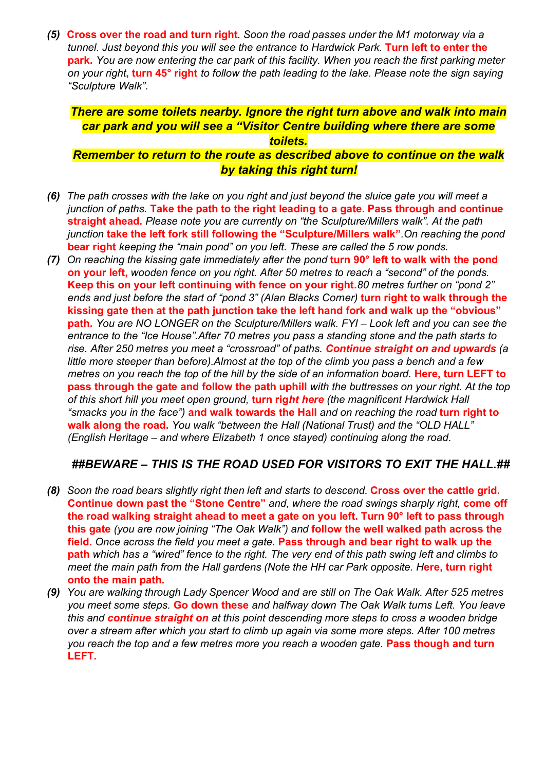**(5)** **Cross over the road and turn right**. *Soon the road passes under the M1 motorway via a tunnel. Just beyond this you will see the entrance to Hardwick Park.* **Turn left to enter the park.** *You are now entering the car park of this facility. When you reach the first parking meter on your right*, **turn 45° right** *to follow the path leading to the lake. Please note the sign saying "Sculpture Walk".*

***There are some toilets nearby. Ignore the right turn above and walk into main car park and you will see a "Visitor Centre building where there are some toilets.***

***Remember to return to the route as described above to continue on the walk by taking this right turn!***

**(6)** *The path crosses with the lake on you right and just beyond the sluice gate you will meet a junction of paths.* **Take the path to the right leading to a gate. Pass through and continue straight ahead.** *Please note you are currently on "the Sculpture/Millers walk". At the path junction* **take the left fork still following the "Sculpture/Millers walk"**.*On reaching the pond* **bear right** *keeping the "main pond" on you left. These are called the 5 row ponds.*

**(7)** *On reaching the kissing gate immediately after the pond* **turn 90° left to walk with the pond on your left,** *wooden fence on you right. After 50 metres to reach a "second" of the ponds.* **Keep this on your left continuing with fence on your right.***80 metres further on "pond 2" ends and just before the start of "pond 3" (Alan Blacks Corner)* **turn right to walk through the kissing gate then at the path junction take the left hand fork and walk up the "obvious" path.** *You are NO LONGER on the Sculpture/Millers walk. FYI – Look left and you can see the entrance to the "Ice House".After 70 metres you pass a standing stone and the path starts to rise. After 250 metres you meet a "crossroad" of paths.* ***Continue straight on and upwards*** *(a little more steeper than before).Almost at the top of the climb you pass a bench and a few metres on you reach the top of the hill by the side of an information board.* **Here, turn LEFT to pass through the gate and follow the path uphill** *with the buttresses on your right. At the top of this short hill you meet open ground,* **turn rig*ht here*** *(the magnificent Hardwick Hall "smacks you in the face")* **and walk towards the Hall** *and on reaching the road* **turn right to walk along the road.** *You walk "between the Hall (National Trust) and the "OLD HALL" (English Heritage – and where Elizabeth 1 once stayed) continuing along the road.*

***##BEWARE – THIS IS THE ROAD USED FOR VISITORS TO EXIT THE HALL.##***

**(8)** *Soon the road bears slightly right then left and starts to descend.* **Cross over the cattle grid. Continue down past the "Stone Centre"** *and, where the road swings sharply right,* **come off the road walking straight ahead to meet a gate on you left. Turn 90° left to pass through this gate** *(you are now joining "The Oak Walk") and* **follow the well walked path across the field.** *Once across the field you meet a gate.* **Pass through and bear right to walk up the path** *which has a "wired" fence to the right. The very end of this path swing left and climbs to meet the main path from the Hall gardens (Note the HH car Park opposite.* **Here, turn right onto the main path.**

**(9)** *You are walking through Lady Spencer Wood and are still on The Oak Walk. After 525 metres you meet some steps.* **Go down these** *and halfway down The Oak Walk turns Left. You leave this and* ***continue straight on*** *at this point descending more steps to cross a wooden bridge over a stream after which you start to climb up again via some more steps. After 100 metres you reach the top and a few metres more you reach a wooden gate.* **Pass though and turn LEFT.**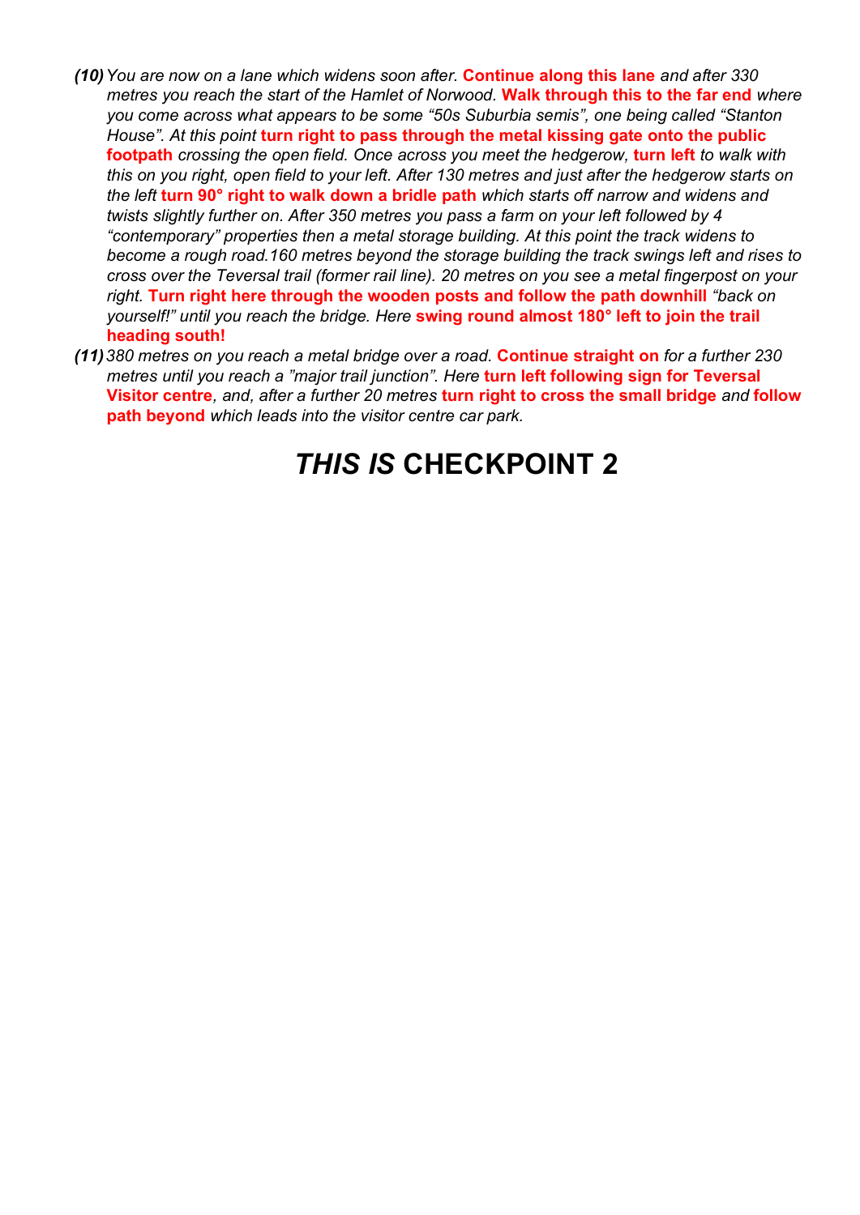***(10)*** *You are now on a lane which widens soon after.* **Continue along this lane** *and after 330 metres you reach the start of the Hamlet of Norwood.* **Walk through this to the far end** *where you come across what appears to be some "50s Suburbia semis", one being called "Stanton House". At this point* **turn right to pass through the metal kissing gate onto the public footpath** *crossing the open field. Once across you meet the hedgerow,* **turn left** *to walk with this on you right, open field to your left. After 130 metres and just after the hedgerow starts on the left* **turn 90° right to walk down a bridle path** *which starts off narrow and widens and twists slightly further on. After 350 metres you pass a farm on your left followed by 4 "contemporary" properties then a metal storage building. At this point the track widens to become a rough road.160 metres beyond the storage building the track swings left and rises to cross over the Teversal trail (former rail line). 20 metres on you see a metal fingerpost on your right.* **Turn right here through the wooden posts and follow the path downhill** *"back on yourself!" until you reach the bridge. Here* **swing round almost 180° left to join the trail heading south!**

***(11)*** *380 metres on you reach a metal bridge over a road.* **Continue straight on** *for a further 230 metres until you reach a "major trail junction". Here* **turn left following sign for Teversal Visitor centre***, and, after a further 20 metres* **turn right to cross the small bridge** *and* **follow path beyond** *which leads into the visitor centre car park.*

# *THIS IS* **CHECKPOINT 2**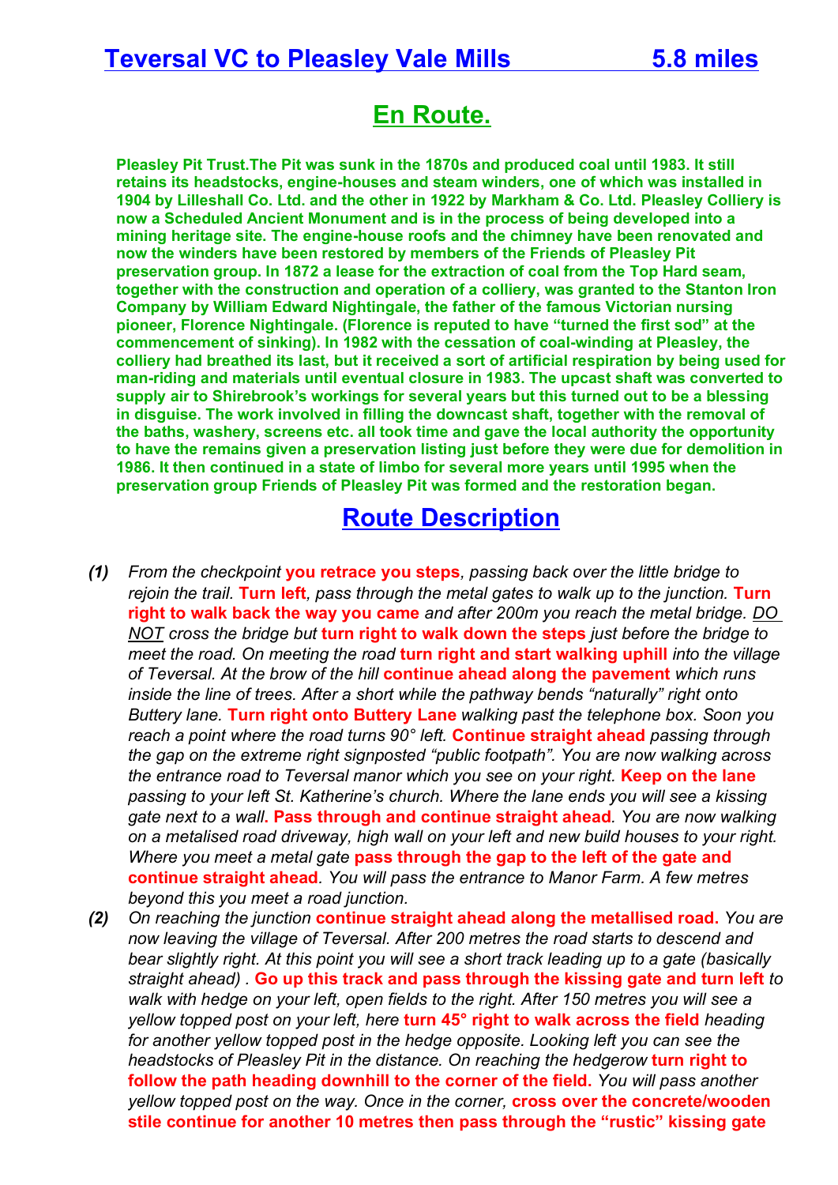# Teversal VC to Pleasley Vale Mills 5.8 miles

## En Route.

**Pleasley Pit Trust.The Pit was sunk in the 1870s and produced coal until 1983. It still retains its headstocks, engine-houses and steam winders, one of which was installed in 1904 by Lilleshall Co. Ltd. and the other in 1922 by Markham & Co. Ltd. Pleasley Colliery is now a Scheduled Ancient Monument and is in the process of being developed into a mining heritage site. The engine-house roofs and the chimney have been renovated and now the winders have been restored by members of the Friends of Pleasley Pit preservation group. In 1872 a lease for the extraction of coal from the Top Hard seam, together with the construction and operation of a colliery, was granted to the Stanton Iron Company by William Edward Nightingale, the father of the famous Victorian nursing pioneer, Florence Nightingale. (Florence is reputed to have "turned the first sod" at the commencement of sinking). In 1982 with the cessation of coal-winding at Pleasley, the colliery had breathed its last, but it received a sort of artificial respiration by being used for man-riding and materials until eventual closure in 1983. The upcast shaft was converted to supply air to Shirebrook's workings for several years but this turned out to be a blessing in disguise. The work involved in filling the downcast shaft, together with the removal of the baths, washery, screens etc. all took time and gave the local authority the opportunity to have the remains given a preservation listing just before they were due for demolition in 1986. It then continued in a state of limbo for several more years until 1995 when the preservation group Friends of Pleasley Pit was formed and the restoration began.**

## Route Description

***(1)*** *From the checkpoint* **you retrace you steps**, *passing back over the little bridge to rejoin the trail.* **Turn left**, *pass through the metal gates to walk up to the junction.* **Turn right to walk back the way you came** *and after 200m you reach the metal bridge. DO NOT cross the bridge but* **turn right to walk down the steps** *just before the bridge to meet the road. On meeting the road* **turn right and start walking uphill** *into the village of Teversal. At the brow of the hill* **continue ahead along the pavement** *which runs inside the line of trees. After a short while the pathway bends "naturally" right onto Buttery lane.* **Turn right onto Buttery Lane** *walking past the telephone box. Soon you reach a point where the road turns 90° left.* **Continue straight ahead** *passing through the gap on the extreme right signposted "public footpath". You are now walking across the entrance road to Teversal manor which you see on your right.* **Keep on the lane** *passing to your left St. Katherine's church. Where the lane ends you will see a kissing gate next to a wall.* **Pass through and continue straight ahead**. *You are now walking on a metalised road driveway, high wall on your left and new build houses to your right. Where you meet a metal gate* **pass through the gap to the left of the gate and continue straight ahead**. *You will pass the entrance to Manor Farm. A few metres beyond this you meet a road junction.*

***(2)*** *On reaching the junction* **continue straight ahead along the metallised road.** *You are now leaving the village of Teversal. After 200 metres the road starts to descend and bear slightly right. At this point you will see a short track leading up to a gate (basically straight ahead) .* **Go up this track and pass through the kissing gate and turn left** *to walk with hedge on your left, open fields to the right. After 150 metres you will see a yellow topped post on your left, here* **turn 45° right to walk across the field** *heading for another yellow topped post in the hedge opposite. Looking left you can see the headstocks of Pleasley Pit in the distance. On reaching the hedgerow* **turn right to follow the path heading downhill to the corner of the field.** *You will pass another yellow topped post on the way. Once in the corner,* **cross over the concrete/wooden stile continue for another 10 metres then pass through the "rustic" kissing gate**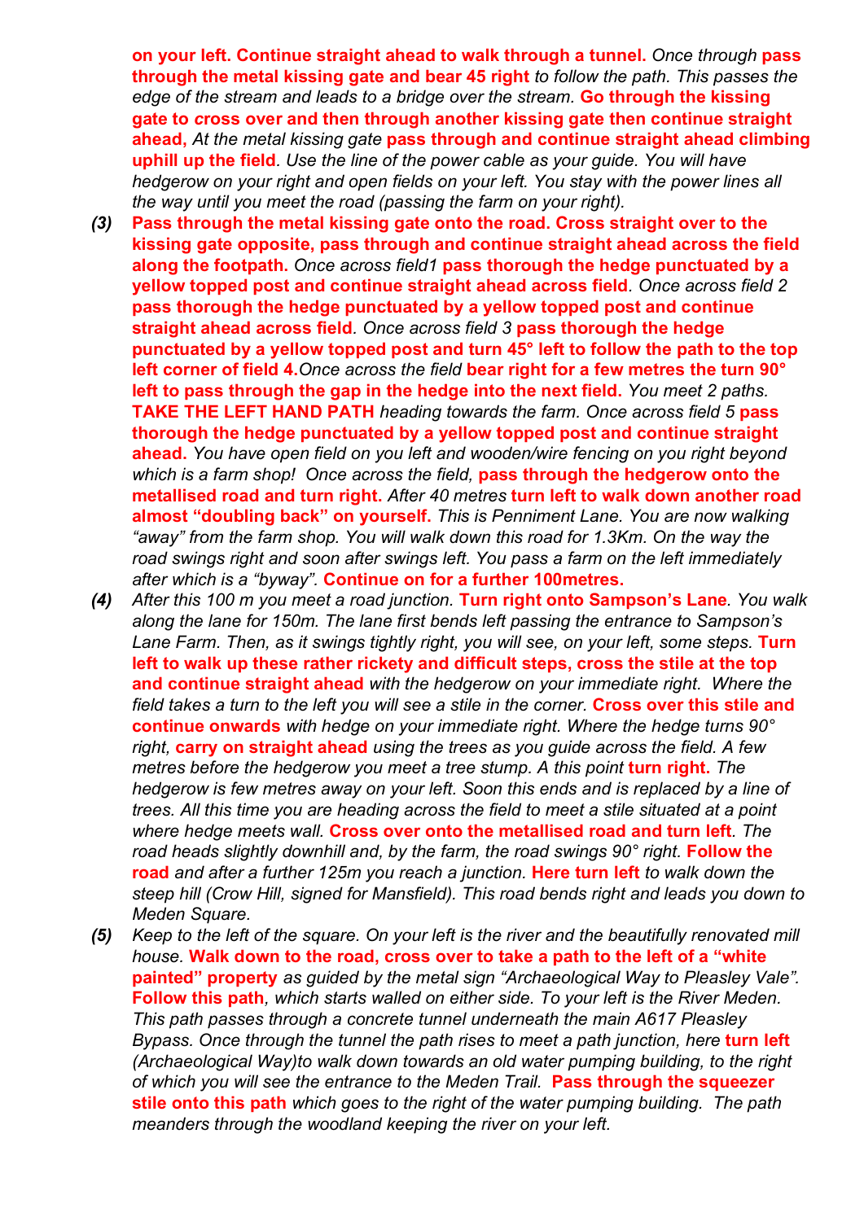**on your left. Continue straight ahead to walk through a tunnel.** *Once through* **pass through the metal kissing gate and bear 45 right** *to follow the path. This passes the edge of the stream and leads to a bridge over the stream.* **Go through the kissing gate to cross over and then through another kissing gate then continue straight ahead,** *At the metal kissing gate* **pass through and continue straight ahead climbing uphill up the field***. Use the line of the power cable as your guide. You will have hedgerow on your right and open fields on your left. You stay with the power lines all the way until you meet the road (passing the farm on your right).*

*(3)* **Pass through the metal kissing gate onto the road. Cross straight over to the kissing gate opposite, pass through and continue straight ahead across the field along the footpath.** *Once across field1* **pass thorough the hedge punctuated by a yellow topped post and continue straight ahead across field***. Once across field 2* **pass thorough the hedge punctuated by a yellow topped post and continue straight ahead across field***. Once across field 3* **pass thorough the hedge punctuated by a yellow topped post and turn 45° left to follow the path to the top left corner of field 4.***Once across the field* **bear right for a few metres the turn 90° left to pass through the gap in the hedge into the next field.** *You meet 2 paths.* **TAKE THE LEFT HAND PATH** *heading towards the farm. Once across field 5* **pass thorough the hedge punctuated by a yellow topped post and continue straight ahead.** *You have open field on you left and wooden/wire fencing on you right beyond which is a farm shop! Once across the field,* **pass through the hedgerow onto the metallised road and turn right.** *After 40 metres* **turn left to walk down another road almost "doubling back" on yourself.** *This is Penniment Lane. You are now walking "away" from the farm shop. You will walk down this road for 1.3Km. On the way the road swings right and soon after swings left. You pass a farm on the left immediately after which is a "byway".* **Continue on for a further 100metres.**

*(4)* *After this 100 m you meet a road junction.* **Turn right onto Sampson's Lane***. You walk along the lane for 150m. The lane first bends left passing the entrance to Sampson's Lane Farm. Then, as it swings tightly right, you will see, on your left, some steps.* **Turn left to walk up these rather rickety and difficult steps, cross the stile at the top and continue straight ahead** *with the hedgerow on your immediate right. Where the field takes a turn to the left you will see a stile in the corner.* **Cross over this stile and continue onwards** *with hedge on your immediate right. Where the hedge turns 90° right,* **carry on straight ahead** *using the trees as you guide across the field. A few metres before the hedgerow you meet a tree stump. A this point* **turn right.** *The hedgerow is few metres away on your left. Soon this ends and is replaced by a line of trees. All this time you are heading across the field to meet a stile situated at a point where hedge meets wall.* **Cross over onto the metallised road and turn left***. The road heads slightly downhill and, by the farm, the road swings 90° right.* **Follow the road** *and after a further 125m you reach a junction.* **Here turn left** *to walk down the steep hill (Crow Hill, signed for Mansfield). This road bends right and leads you down to Meden Square.*

*(5)* *Keep to the left of the square. On your left is the river and the beautifully renovated mill house.* **Walk down to the road, cross over to take a path to the left of a "white painted" property** *as guided by the metal sign "Archaeological Way to Pleasley Vale".* **Follow this path***, which starts walled on either side. To your left is the River Meden. This path passes through a concrete tunnel underneath the main A617 Pleasley Bypass. Once through the tunnel the path rises to meet a path junction, here* **turn left** *(Archaeological Way)to walk down towards an old water pumping building, to the right of which you will see the entrance to the Meden Trail.* **Pass through the squeezer stile onto this path** *which goes to the right of the water pumping building. The path meanders through the woodland keeping the river on your left.*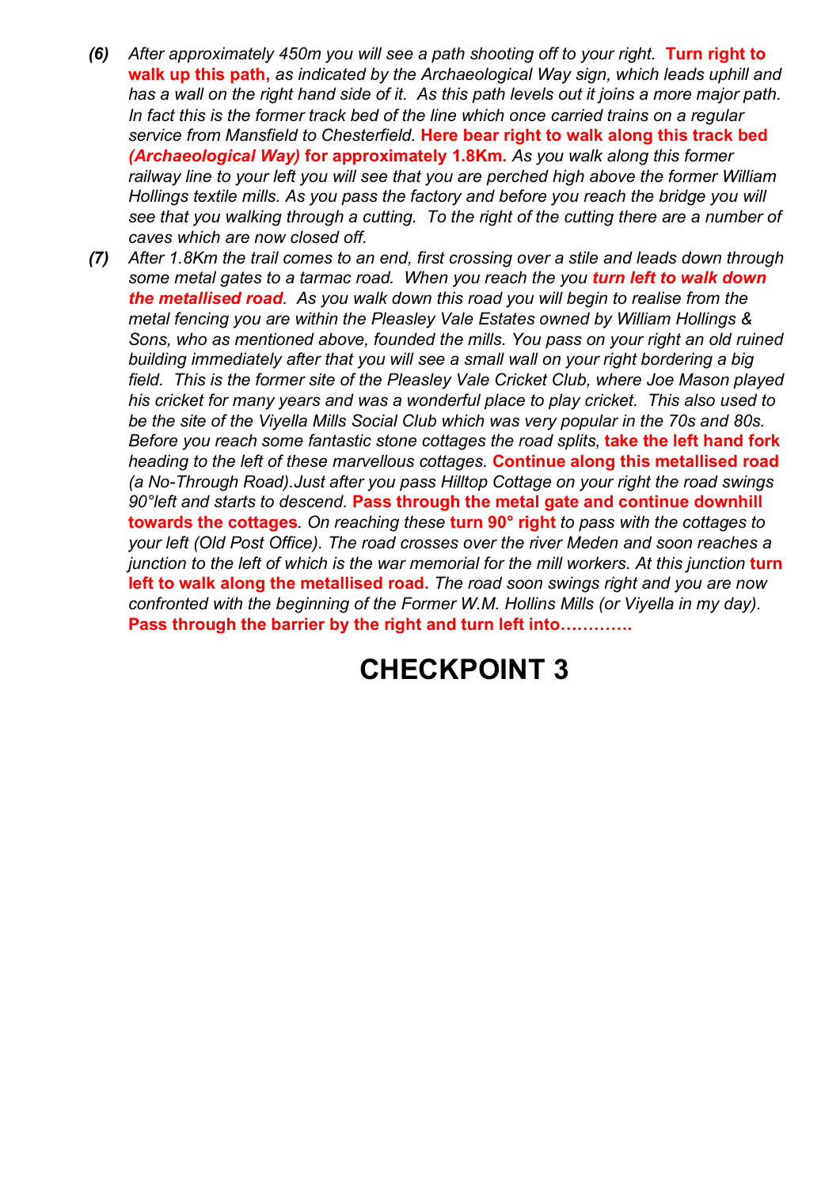***(6)*** *After approximately 450m you will see a path shooting off to your right.* **Turn right to walk up this path,** *as indicated by the Archaeological Way sign, which leads uphill and has a wall on the right hand side of it. As this path levels out it joins a more major path. In fact this is the former track bed of the line which once carried trains on a regular service from Mansfield to Chesterfield.* **Here bear right to walk along this track bed *(Archaeological Way)* for approximately 1.8Km.** *As you walk along this former railway line to your left you will see that you are perched high above the former William Hollings textile mills. As you pass the factory and before you reach the bridge you will see that you walking through a cutting. To the right of the cutting there are a number of caves which are now closed off.*

***(7)*** *After 1.8Km the trail comes to an end, first crossing over a stile and leads down through some metal gates to a tarmac road. When you reach the you* ***turn left to walk down the metallised road****. As you walk down this road you will begin to realise from the metal fencing you are within the Pleasley Vale Estates owned by William Hollings & Sons, who as mentioned above, founded the mills. You pass on your right an old ruined building immediately after that you will see a small wall on your right bordering a big field. This is the former site of the Pleasley Vale Cricket Club, where Joe Mason played his cricket for many years and was a wonderful place to play cricket. This also used to be the site of the Viyella Mills Social Club which was very popular in the 70s and 80s. Before you reach some fantastic stone cottages the road splits,* **take the left hand fork** *heading to the left of these marvellous cottages.* **Continue along this metallised road** *(a No-Through Road).Just after you pass Hilltop Cottage on your right the road swings 90°left and starts to descend.* **Pass through the metal gate and continue downhill towards the cottages***. On reaching these* **turn 90° right** *to pass with the cottages to your left (Old Post Office). The road crosses over the river Meden and soon reaches a junction to the left of which is the war memorial for the mill workers. At this junction* **turn left to walk along the metallised road.** *The road soon swings right and you are now confronted with the beginning of the Former W.M. Hollins Mills (or Viyella in my day).* **Pass through the barrier by the right and turn left into………….**

# CHECKPOINT 3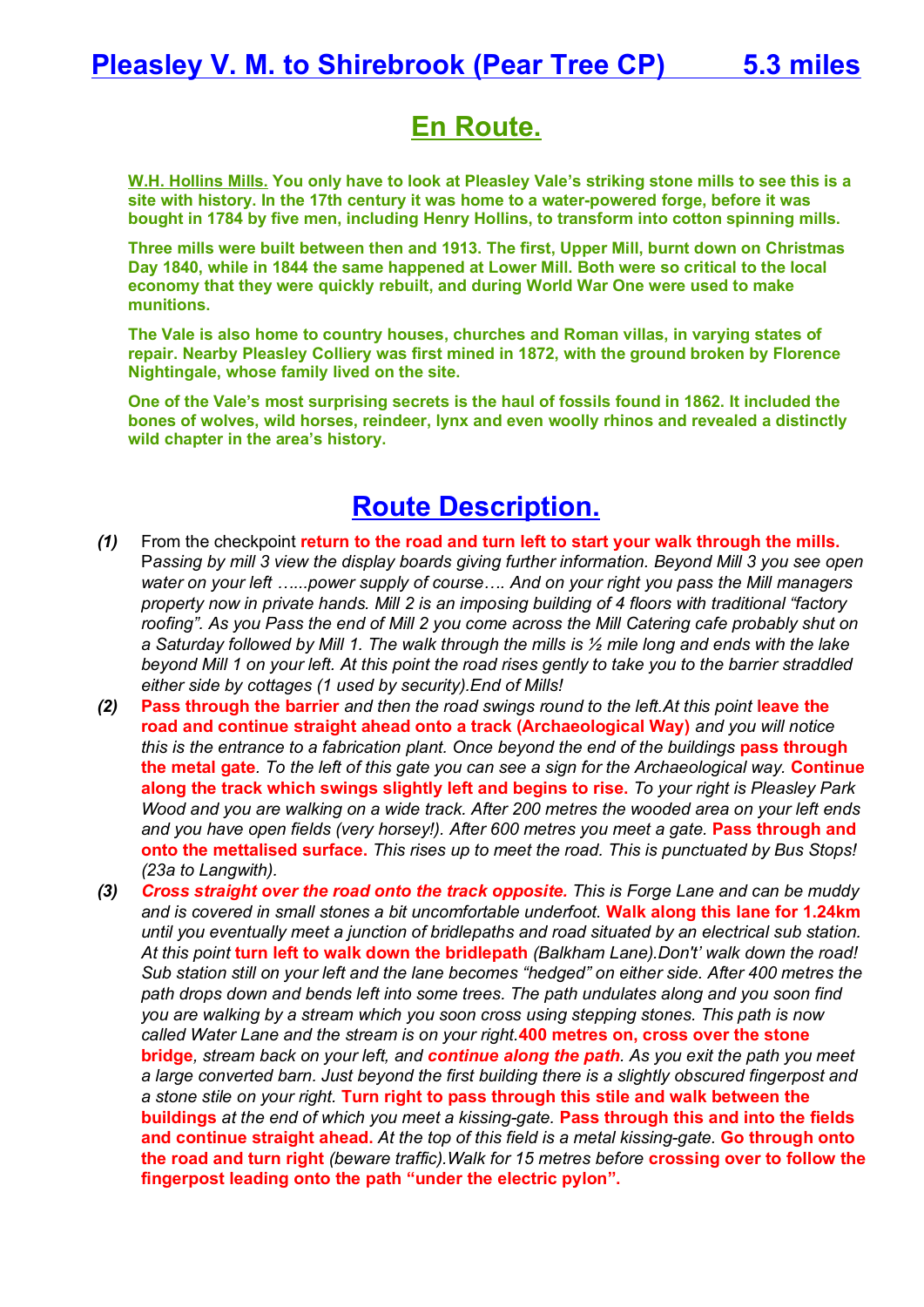# Pleasley V. M. to Shirebrook (Pear Tree CP) 5.3 miles

## En Route.

**W.H. Hollins Mills. You only have to look at Pleasley Vale's striking stone mills to see this is a site with history. In the 17th century it was home to a water-powered forge, before it was bought in 1784 by five men, including Henry Hollins, to transform into cotton spinning mills.**

**Three mills were built between then and 1913. The first, Upper Mill, burnt down on Christmas Day 1840, while in 1844 the same happened at Lower Mill. Both were so critical to the local economy that they were quickly rebuilt, and during World War One were used to make munitions.**

**The Vale is also home to country houses, churches and Roman villas, in varying states of repair. Nearby Pleasley Colliery was first mined in 1872, with the ground broken by Florence Nightingale, whose family lived on the site.**

**One of the Vale's most surprising secrets is the haul of fossils found in 1862. It included the bones of wolves, wild horses, reindeer, lynx and even woolly rhinos and revealed a distinctly wild chapter in the area's history.**

## Route Description.

***(1)*** From the checkpoint **return to the road and turn left to start your walk through the mills.** P*assing by mill 3 view the display boards giving further information. Beyond Mill 3 you see open water on your left …...power supply of course…. And on your right you pass the Mill managers property now in private hands. Mill 2 is an imposing building of 4 floors with traditional "factory roofing". As you Pass the end of Mill 2 you come across the Mill Catering cafe probably shut on a Saturday followed by Mill 1. The walk through the mills is ½ mile long and ends with the lake beyond Mill 1 on your left. At this point the road rises gently to take you to the barrier straddled either side by cottages (1 used by security).End of Mills!*

***(2)*** **Pass through the barrier** *and then the road swings round to the left.At this point* **leave the road and continue straight ahead onto a track (Archaeological Way)** *and you will notice this is the entrance to a fabrication plant. Once beyond the end of the buildings* **pass through the metal gate***. To the left of this gate you can see a sign for the Archaeological way.* **Continue along the track which swings slightly left and begins to rise.** *To your right is Pleasley Park Wood and you are walking on a wide track. After 200 metres the wooded area on your left ends and you have open fields (very horsey!). After 600 metres you meet a gate.* **Pass through and onto the mettalised surface.** *This rises up to meet the road. This is punctuated by Bus Stops! (23a to Langwith).*

***(3)*** ***Cross straight over the road onto the track opposite.*** *This is Forge Lane and can be muddy and is covered in small stones a bit uncomfortable underfoot.* **Walk along this lane for 1.24km** *until you eventually meet a junction of bridlepaths and road situated by an electrical sub station. At this point* **turn left to walk down the bridlepath** *(Balkham Lane).Don't' walk down the road! Sub station still on your left and the lane becomes "hedged" on either side. After 400 metres the path drops down and bends left into some trees. The path undulates along and you soon find you are walking by a stream which you soon cross using stepping stones. This path is now called Water Lane and the stream is on your right.***400 metres on, cross over the stone bridge***, stream back on your left, and* ***continue along the path****. As you exit the path you meet a large converted barn. Just beyond the first building there is a slightly obscured fingerpost and a stone stile on your right.* **Turn right to pass through this stile and walk between the buildings** *at the end of which you meet a kissing-gate.* **Pass through this and into the fields and continue straight ahead.** *At the top of this field is a metal kissing-gate.* **Go through onto the road and turn right** *(beware traffic).Walk for 15 metres before* **crossing over to follow the fingerpost leading onto the path "under the electric pylon".**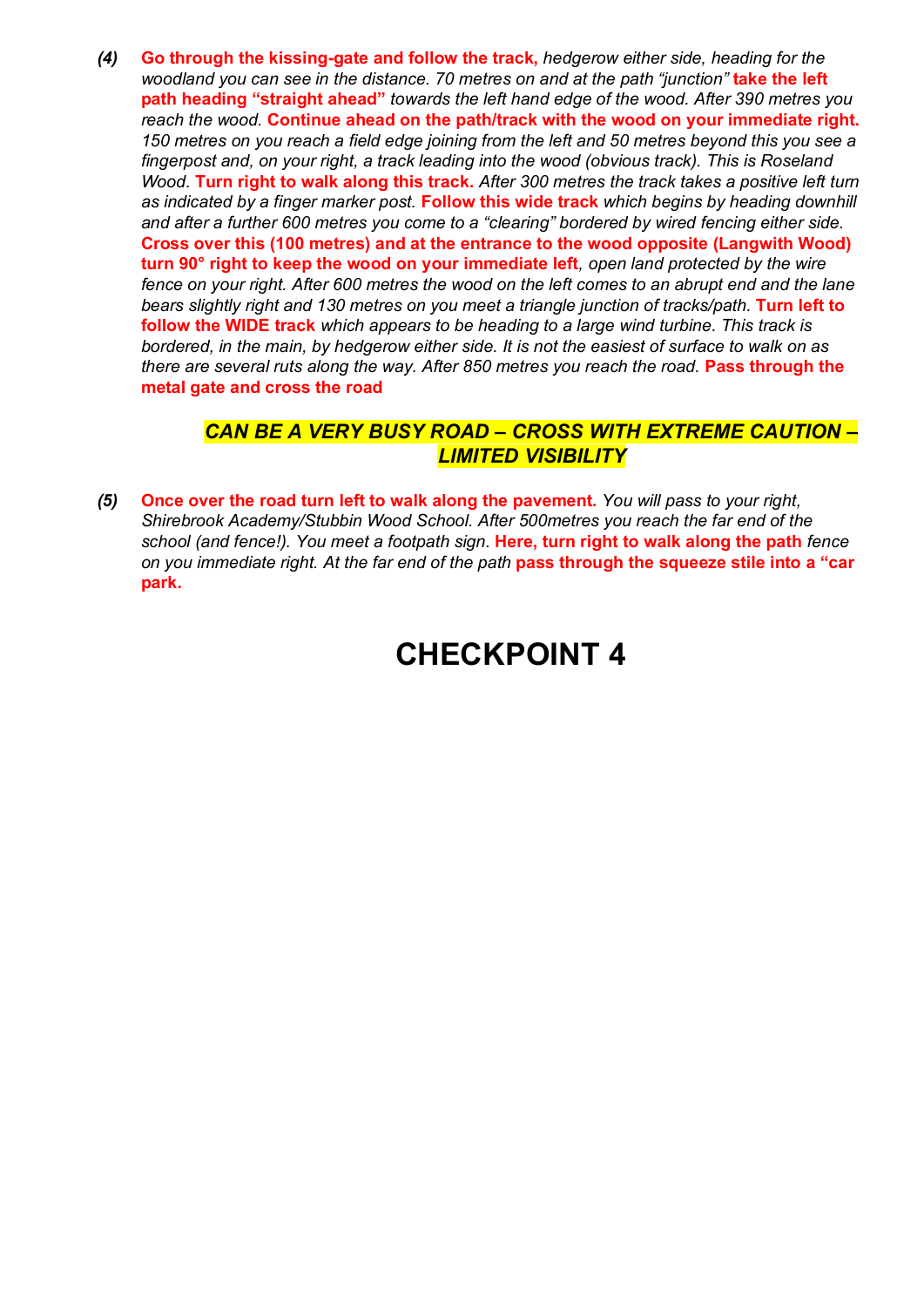***(4)*** **Go through the kissing-gate and follow the track,** *hedgerow either side, heading for the woodland you can see in the distance. 70 metres on and at the path "junction"* **take the left path heading "straight ahead"** *towards the left hand edge of the wood. After 390 metres you reach the wood.* **Continue ahead on the path/track with the wood on your immediate right.** *150 metres on you reach a field edge joining from the left and 50 metres beyond this you see a fingerpost and, on your right, a track leading into the wood (obvious track). This is Roseland Wood.* **Turn right to walk along this track.** *After 300 metres the track takes a positive left turn as indicated by a finger marker post.* **Follow this wide track** *which begins by heading downhill and after a further 600 metres you come to a "clearing" bordered by wired fencing either side.* **Cross over this (100 metres) and at the entrance to the wood opposite (Langwith Wood) turn 90° right to keep the wood on your immediate left***, open land protected by the wire fence on your right. After 600 metres the wood on the left comes to an abrupt end and the lane bears slightly right and 130 metres on you meet a triangle junction of tracks/path.* **Turn left to follow the WIDE track** *which appears to be heading to a large wind turbine. This track is bordered, in the main, by hedgerow either side. It is not the easiest of surface to walk on as there are several ruts along the way. After 850 metres you reach the road.* **Pass through the metal gate and cross the road**

***CAN BE A VERY BUSY ROAD – CROSS WITH EXTREME CAUTION – LIMITED VISIBILITY***

***(5)*** **Once over the road turn left to walk along the pavement.** *You will pass to your right, Shirebrook Academy/Stubbin Wood School. After 500metres you reach the far end of the school (and fence!). You meet a footpath sign.* **Here, turn right to walk along the path** *fence on you immediate right. At the far end of the path* **pass through the squeeze stile into a "car park.**

# CHECKPOINT 4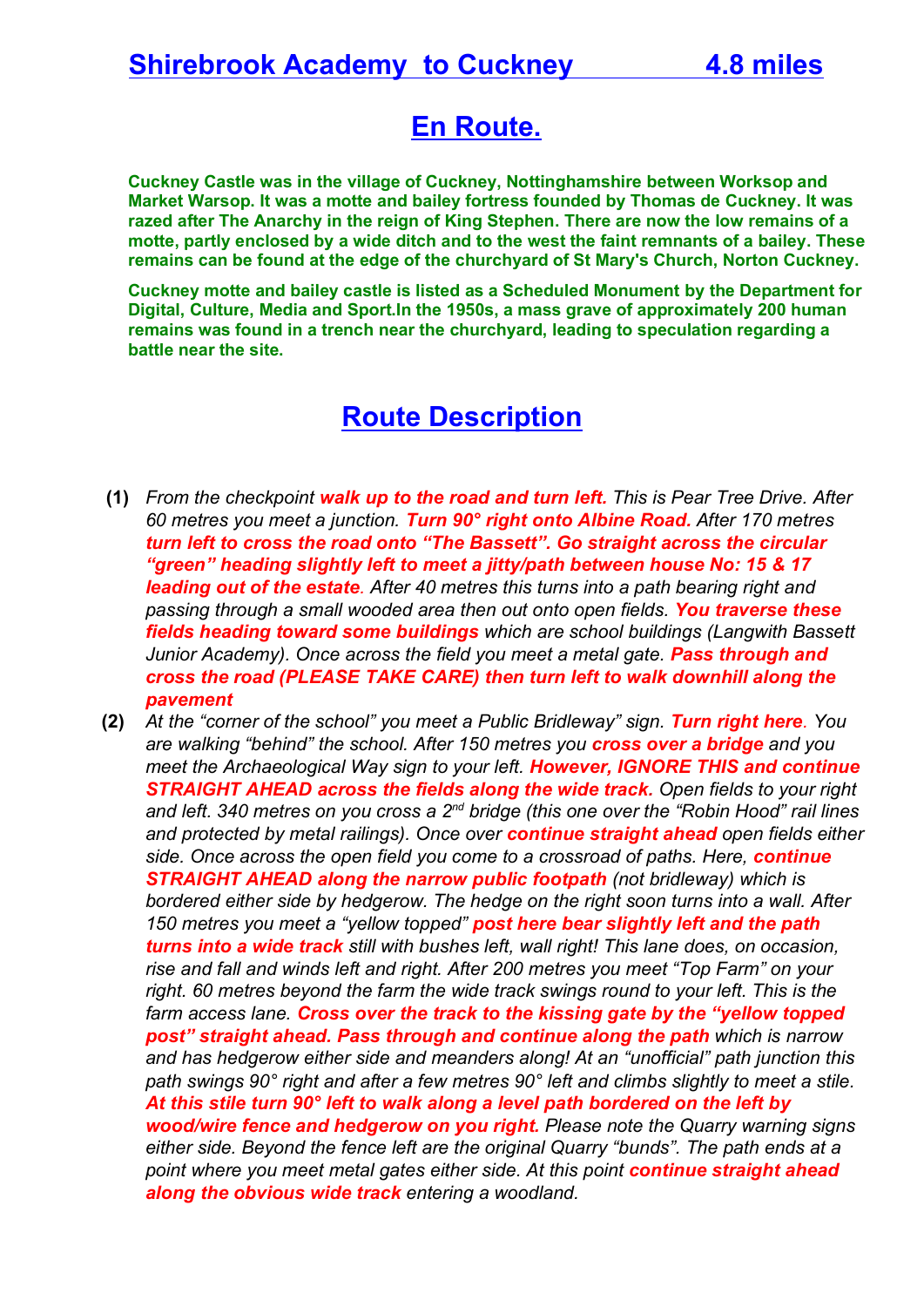# Shirebrook Academy to Cuckney 4.8 miles

## En Route.

**Cuckney Castle was in the village of Cuckney, Nottinghamshire between Worksop and Market Warsop. It was a motte and bailey fortress founded by Thomas de Cuckney. It was razed after The Anarchy in the reign of King Stephen. There are now the low remains of a motte, partly enclosed by a wide ditch and to the west the faint remnants of a bailey. These remains can be found at the edge of the churchyard of St Mary's Church, Norton Cuckney.**

**Cuckney motte and bailey castle is listed as a Scheduled Monument by the Department for Digital, Culture, Media and Sport.In the 1950s, a mass grave of approximately 200 human remains was found in a trench near the churchyard, leading to speculation regarding a battle near the site.**

## Route Description

**(1)** *From the checkpoint* ***walk up to the road and turn left.*** *This is Pear Tree Drive. After 60 metres you meet a junction.* ***Turn 90° right onto Albine Road.*** *After 170 metres* ***turn left to cross the road onto "The Bassett". Go straight across the circular "green" heading slightly left to meet a jitty/path between house No: 15 & 17 leading out of the estate****. After 40 metres this turns into a path bearing right and passing through a small wooded area then out onto open fields.* ***You traverse these fields heading toward some buildings*** *which are school buildings (Langwith Bassett Junior Academy). Once across the field you meet a metal gate.* ***Pass through and cross the road (PLEASE TAKE CARE) then turn left to walk downhill along the pavement***

**(2)** *At the "corner of the school" you meet a Public Bridleway" sign.* ***Turn right here****. You are walking "behind" the school. After 150 metres you* ***cross over a bridge*** *and you meet the Archaeological Way sign to your left.* ***However, IGNORE THIS and continue STRAIGHT AHEAD across the fields along the wide track.*** *Open fields to your right and left. 340 metres on you cross a 2nd bridge (this one over the "Robin Hood" rail lines and protected by metal railings). Once over* ***continue straight ahead*** *open fields either side. Once across the open field you come to a crossroad of paths. Here,* ***continue STRAIGHT AHEAD along the narrow public footpath*** *(not bridleway) which is bordered either side by hedgerow. The hedge on the right soon turns into a wall. After 150 metres you meet a "yellow topped"* ***post here bear slightly left and the path turns into a wide track*** *still with bushes left, wall right! This lane does, on occasion, rise and fall and winds left and right. After 200 metres you meet "Top Farm" on your right. 60 metres beyond the farm the wide track swings round to your left. This is the farm access lane.* ***Cross over the track to the kissing gate by the "yellow topped post" straight ahead. Pass through and continue along the path*** *which is narrow and has hedgerow either side and meanders along! At an "unofficial" path junction this path swings 90° right and after a few metres 90° left and climbs slightly to meet a stile.* ***At this stile turn 90° left to walk along a level path bordered on the left by wood/wire fence and hedgerow on you right.*** *Please note the Quarry warning signs either side. Beyond the fence left are the original Quarry "bunds". The path ends at a point where you meet metal gates either side. At this point* ***continue straight ahead along the obvious wide track*** *entering a woodland.*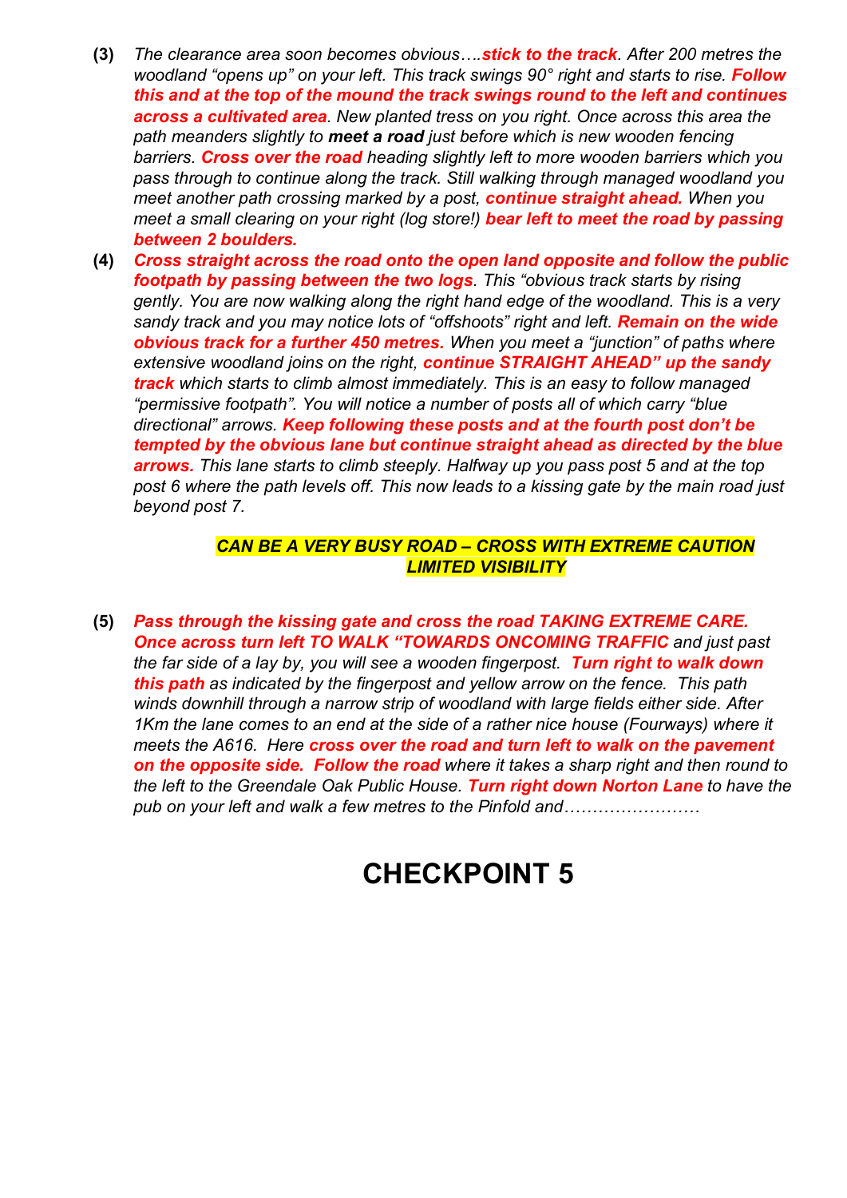**(3)** *The clearance area soon becomes obvious….**stick to the track**. After 200 metres the woodland "opens up" on your left. This track swings 90° right and starts to rise. **Follow this and at the top of the mound the track swings round to the left and continues across a cultivated area**. New planted tress on you right. Once across this area the path meanders slightly to **meet a road** just before which is new wooden fencing barriers. **Cross over the road** heading slightly left to more wooden barriers which you pass through to continue along the track. Still walking through managed woodland you meet another path crossing marked by a post, **continue straight ahead.** When you meet a small clearing on your right (log store!) **bear left to meet the road by passing between 2 boulders.***

**(4)** ***Cross straight across the road onto the open land opposite and follow the public footpath by passing between the two logs**. This "obvious track starts by rising gently. You are now walking along the right hand edge of the woodland. This is a very sandy track and you may notice lots of "offshoots" right and left. **Remain on the wide obvious track for a further 450 metres.** When you meet a "junction" of paths where extensive woodland joins on the right, **continue STRAIGHT AHEAD" up the sandy track** which starts to climb almost immediately. This is an easy to follow managed "permissive footpath". You will notice a number of posts all of which carry "blue directional" arrows. **Keep following these posts and at the fourth post don't be tempted by the obvious lane but continue straight ahead as directed by the blue arrows.** This lane starts to climb steeply. Halfway up you pass post 5 and at the top post 6 where the path levels off. This now leads to a kissing gate by the main road just beyond post 7.*

***CAN BE A VERY BUSY ROAD – CROSS WITH EXTREME CAUTION LIMITED VISIBILITY***

**(5)** ***Pass through the kissing gate and cross the road TAKING EXTREME CARE. Once across turn left TO WALK "TOWARDS ONCOMING TRAFFIC** and just past the far side of a lay by, you will see a wooden fingerpost. **Turn right to walk down this path** as indicated by the fingerpost and yellow arrow on the fence. This path winds downhill through a narrow strip of woodland with large fields either side. After 1Km the lane comes to an end at the side of a rather nice house (Fourways) where it meets the A616. Here **cross over the road and turn left to walk on the pavement on the opposite side. Follow the road** where it takes a sharp right and then round to the left to the Greendale Oak Public House. **Turn right down Norton Lane** to have the pub on your left and walk a few metres to the Pinfold and……………………*

# CHECKPOINT 5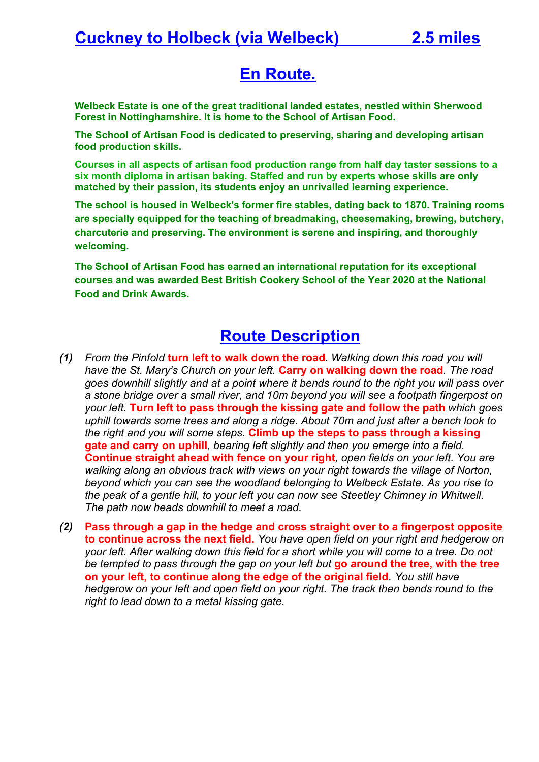# Cuckney to Holbeck (via Welbeck) 2.5 miles

## En Route.

**Welbeck Estate is one of the great traditional landed estates, nestled within Sherwood Forest in Nottinghamshire. It is home to the School of Artisan Food.**

**The School of Artisan Food is dedicated to preserving, sharing and developing artisan food production skills.**

**Courses in all aspects of artisan food production range from half day taster sessions to a six month diploma in artisan baking. Staffed and run by experts whose skills are only matched by their passion, its students enjoy an unrivalled learning experience.**

**The school is housed in Welbeck's former fire stables, dating back to 1870. Training rooms are specially equipped for the teaching of breadmaking, cheesemaking, brewing, butchery, charcuterie and preserving. The environment is serene and inspiring, and thoroughly welcoming.**

**The School of Artisan Food has earned an international reputation for its exceptional courses and was awarded Best British Cookery School of the Year 2020 at the National Food and Drink Awards.**

## Route Description

***(1)*** *From the Pinfold* **turn left to walk down the road**. *Walking down this road you will have the St. Mary's Church on your left.* **Carry on walking down the road**. *The road goes downhill slightly and at a point where it bends round to the right you will pass over a stone bridge over a small river, and 10m beyond you will see a footpath fingerpost on your left.* **Turn left to pass through the kissing gate and follow the path** *which goes uphill towards some trees and along a ridge. About 70m and just after a bench look to the right and you will some steps.* **Climb up the steps to pass through a kissing gate and carry on uphill**, *bearing left slightly and then you emerge into a field.* **Continue straight ahead with fence on your right**, *open fields on your left. You are walking along an obvious track with views on your right towards the village of Norton, beyond which you can see the woodland belonging to Welbeck Estate. As you rise to the peak of a gentle hill, to your left you can now see Steetley Chimney in Whitwell. The path now heads downhill to meet a road.*

***(2)*** **Pass through a gap in the hedge and cross straight over to a fingerpost opposite to continue across the next field.** *You have open field on your right and hedgerow on your left. After walking down this field for a short while you will come to a tree. Do not be tempted to pass through the gap on your left but* **go around the tree, with the tree on your left, to continue along the edge of the original field**. *You still have hedgerow on your left and open field on your right. The track then bends round to the right to lead down to a metal kissing gate.*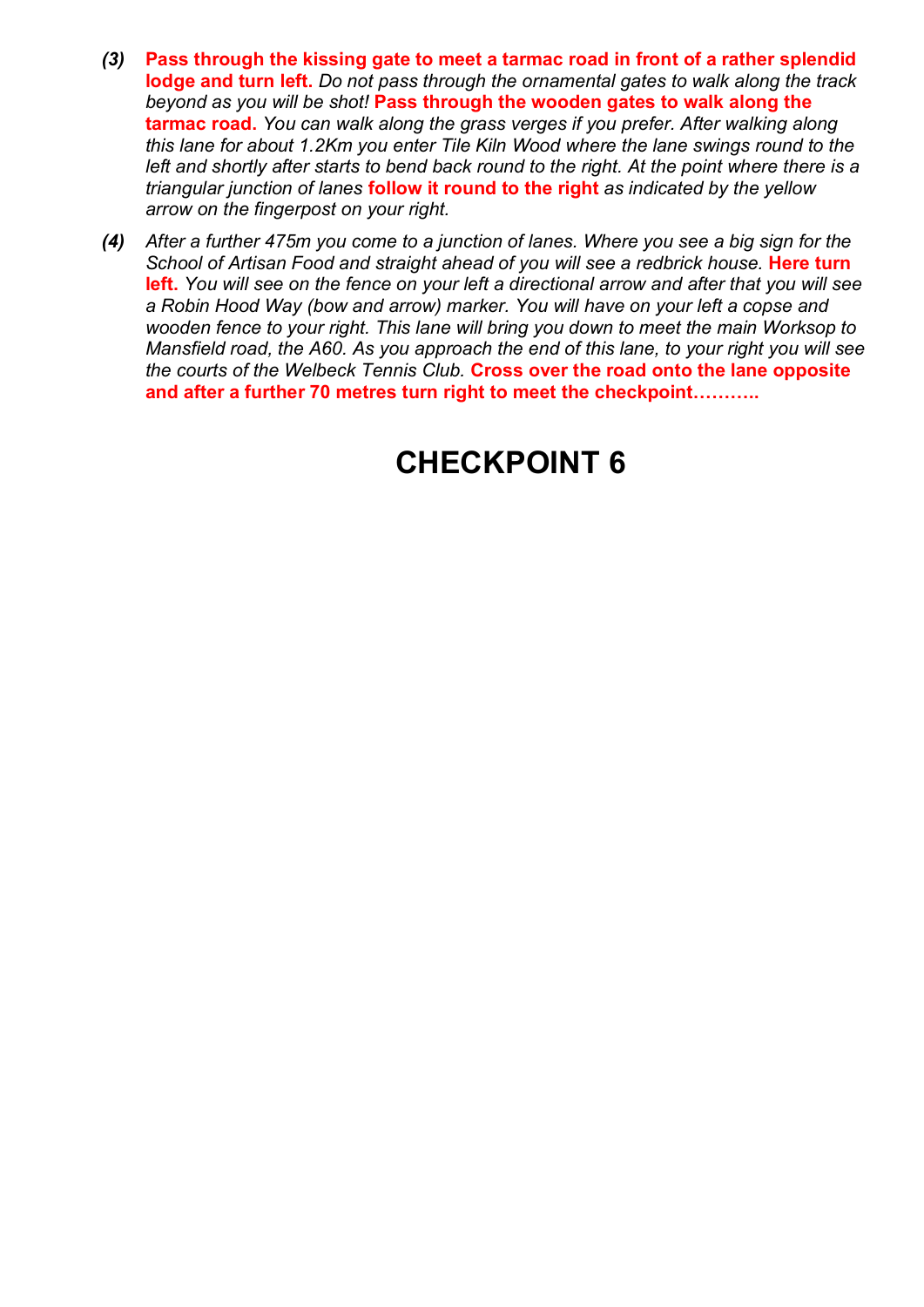*(3)* **Pass through the kissing gate to meet a tarmac road in front of a rather splendid lodge and turn left.** *Do not pass through the ornamental gates to walk along the track beyond as you will be shot!* **Pass through the wooden gates to walk along the tarmac road.** *You can walk along the grass verges if you prefer. After walking along this lane for about 1.2Km you enter Tile Kiln Wood where the lane swings round to the left and shortly after starts to bend back round to the right. At the point where there is a triangular junction of lanes* **follow it round to the right** *as indicated by the yellow arrow on the fingerpost on your right.*

*(4)* *After a further 475m you come to a junction of lanes. Where you see a big sign for the School of Artisan Food and straight ahead of you will see a redbrick house.* **Here turn left.** *You will see on the fence on your left a directional arrow and after that you will see a Robin Hood Way (bow and arrow) marker. You will have on your left a copse and wooden fence to your right. This lane will bring you down to meet the main Worksop to Mansfield road, the A60. As you approach the end of this lane, to your right you will see the courts of the Welbeck Tennis Club.* **Cross over the road onto the lane opposite and after a further 70 metres turn right to meet the checkpoint………..**

# CHECKPOINT 6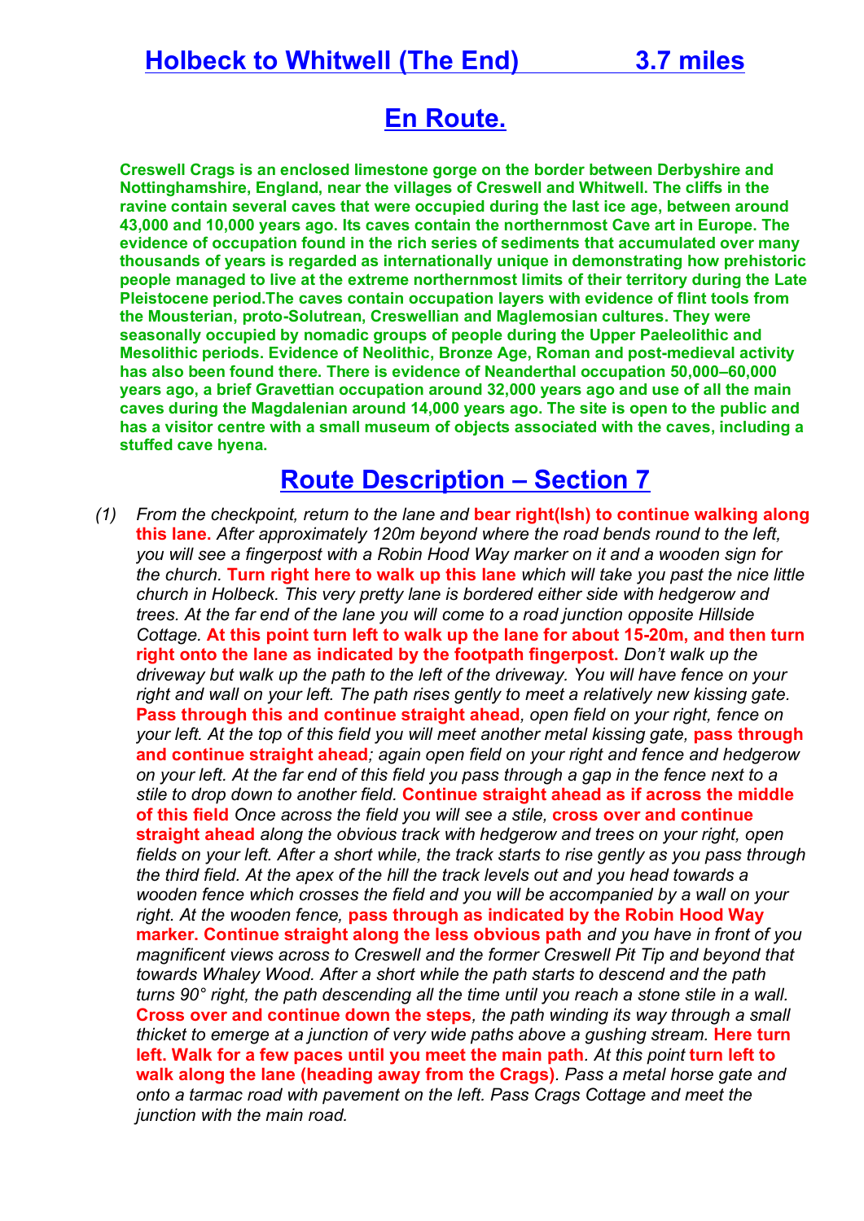# Holbeck to Whitwell (The End) 3.7 miles

## En Route.

**Creswell Crags is an enclosed limestone gorge on the border between Derbyshire and Nottinghamshire, England, near the villages of Creswell and Whitwell. The cliffs in the ravine contain several caves that were occupied during the last ice age, between around 43,000 and 10,000 years ago. Its caves contain the northernmost Cave art in Europe. The evidence of occupation found in the rich series of sediments that accumulated over many thousands of years is regarded as internationally unique in demonstrating how prehistoric people managed to live at the extreme northernmost limits of their territory during the Late Pleistocene period.The caves contain occupation layers with evidence of flint tools from the Mousterian, proto-Solutrean, Creswellian and Maglemosian cultures. They were seasonally occupied by nomadic groups of people during the Upper Paeleolithic and Mesolithic periods. Evidence of Neolithic, Bronze Age, Roman and post-medieval activity has also been found there. There is evidence of Neanderthal occupation 50,000–60,000 years ago, a brief Gravettian occupation around 32,000 years ago and use of all the main caves during the Magdalenian around 14,000 years ago. The site is open to the public and has a visitor centre with a small museum of objects associated with the caves, including a stuffed cave hyena.**

## Route Description – Section 7

(1) *From the checkpoint, return to the lane and* **bear right(ish) to continue walking along this lane.** *After approximately 120m beyond where the road bends round to the left, you will see a fingerpost with a Robin Hood Way marker on it and a wooden sign for the church.* **Turn right here to walk up this lane** *which will take you past the nice little church in Holbeck. This very pretty lane is bordered either side with hedgerow and trees. At the far end of the lane you will come to a road junction opposite Hillside Cottage.* **At this point turn left to walk up the lane for about 15-20m, and then turn right onto the lane as indicated by the footpath fingerpost.** *Don't walk up the driveway but walk up the path to the left of the driveway. You will have fence on your right and wall on your left. The path rises gently to meet a relatively new kissing gate.* **Pass through this and continue straight ahead***, open field on your right, fence on your left. At the top of this field you will meet another metal kissing gate,* **pass through and continue straight ahead***; again open field on your right and fence and hedgerow on your left. At the far end of this field you pass through a gap in the fence next to a stile to drop down to another field.* **Continue straight ahead as if across the middle of this field** *Once across the field you will see a stile,* **cross over and continue straight ahead** *along the obvious track with hedgerow and trees on your right, open fields on your left. After a short while, the track starts to rise gently as you pass through the third field. At the apex of the hill the track levels out and you head towards a wooden fence which crosses the field and you will be accompanied by a wall on your right. At the wooden fence,* **pass through as indicated by the Robin Hood Way marker. Continue straight along the less obvious path** *and you have in front of you magnificent views across to Creswell and the former Creswell Pit Tip and beyond that towards Whaley Wood. After a short while the path starts to descend and the path turns 90° right, the path descending all the time until you reach a stone stile in a wall.* **Cross over and continue down the steps***, the path winding its way through a small thicket to emerge at a junction of very wide paths above a gushing stream.* **Here turn left. Walk for a few paces until you meet the main path***. At this point* **turn left to walk along the lane (heading away from the Crags)***. Pass a metal horse gate and onto a tarmac road with pavement on the left. Pass Crags Cottage and meet the junction with the main road.*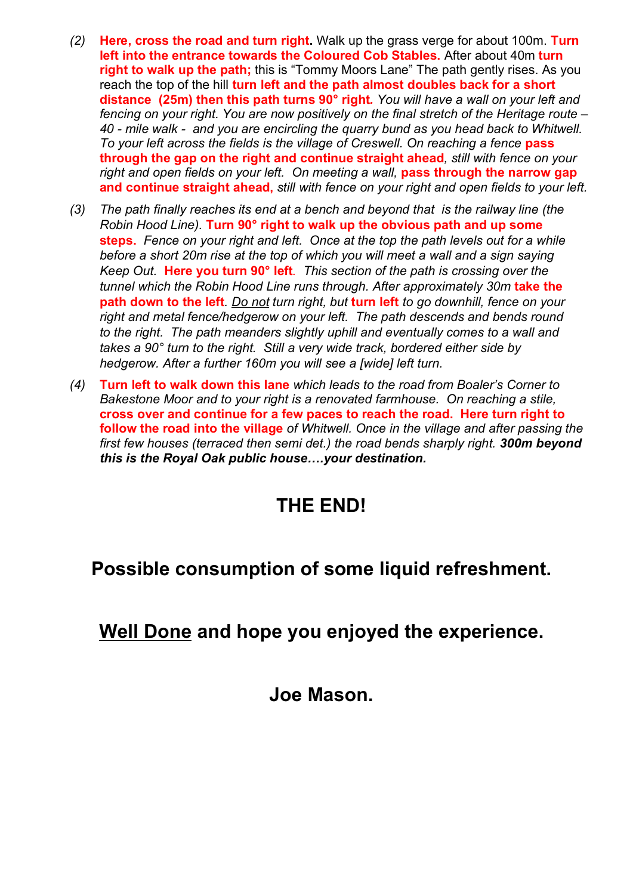(2) **Here, cross the road and turn right.** Walk up the grass verge for about 100m. **Turn left into the entrance towards the Coloured Cob Stables.** After about 40m **turn right to walk up the path;** this is "Tommy Moors Lane" The path gently rises. As you reach the top of the hill **turn left and the path almost doubles back for a short distance (25m) then this path turns 90° right.** *You will have a wall on your left and fencing on your right. You are now positively on the final stretch of the Heritage route – 40 - mile walk - and you are encircling the quarry bund as you head back to Whitwell. To your left across the fields is the village of Creswell. On reaching a fence* **pass through the gap on the right and continue straight ahead**, *still with fence on your right and open fields on your left. On meeting a wall,* **pass through the narrow gap and continue straight ahead,** *still with fence on your right and open fields to your left.*

(3) *The path finally reaches its end at a bench and beyond that is the railway line (the Robin Hood Line).* **Turn 90° right to walk up the obvious path and up some steps.** *Fence on your right and left. Once at the top the path levels out for a while before a short 20m rise at the top of which you will meet a wall and a sign saying Keep Out.* **Here you turn 90° left**. *This section of the path is crossing over the tunnel which the Robin Hood Line runs through. After approximately 30m* **take the path down to the left**. *Do not turn right, but* **turn left** *to go downhill, fence on your right and metal fence/hedgerow on your left. The path descends and bends round to the right. The path meanders slightly uphill and eventually comes to a wall and takes a 90° turn to the right. Still a very wide track, bordered either side by hedgerow. After a further 160m you will see a [wide] left turn.*

(4) **Turn left to walk down this lane** *which leads to the road from Boaler's Corner to Bakestone Moor and to your right is a renovated farmhouse. On reaching a stile,* **cross over and continue for a few paces to reach the road. Here turn right to follow the road into the village** *of Whitwell. Once in the village and after passing the first few houses (terraced then semi det.) the road bends sharply right.* ***300m beyond this is the Royal Oak public house….your destination.***

# THE END!

## Possible consumption of some liquid refreshment.

## Well Done and hope you enjoyed the experience.

## Joe Mason.